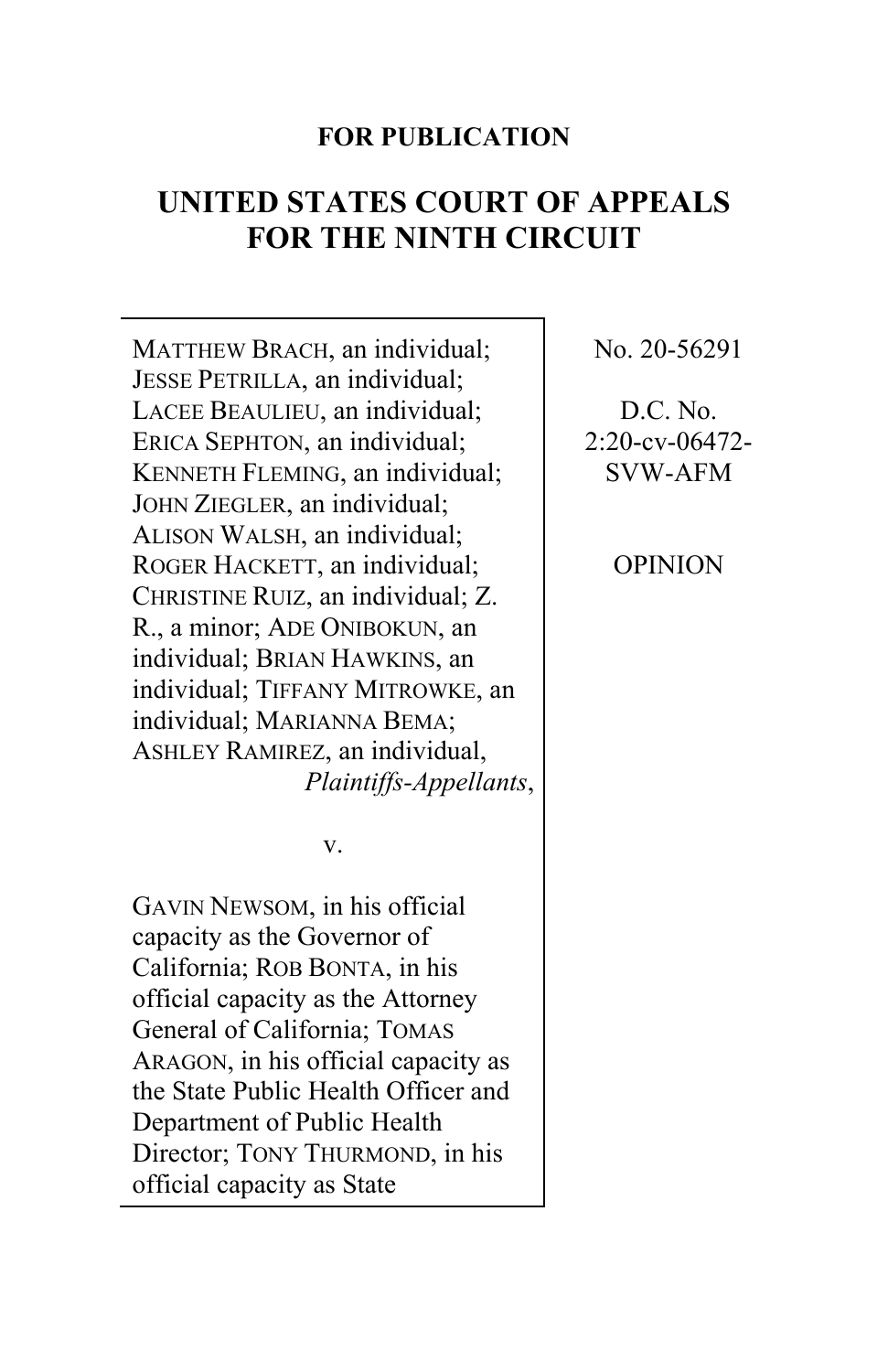**FOR PUBLICATION**

# UNITED STATES COURT OF APPEALS FOR THE NINTH CIRCUIT

MATTHEW BRACH, an individual; JESSE PETRILLA, an individual; LACEE BEAULIEU, an individual; ERICA SEPHTON, an individual; KENNETH FLEMING, an individual; JOHN ZIEGLER, an individual; ALISON WALSH, an individual; ROGER HACKETT, an individual; CHRISTINE RUIZ, an individual; Z. R., a minor; ADE ONIBOKUN, an individual; BRIAN HAWKINS, an individual; TIFFANY MITROWKE, an individual; MARIANNA BEMA; ASHLEY RAMIREZ, an individual,

*Plaintiffs-Appellants*,

v.

GAVIN NEWSOM, in his official capacity as the Governor of California; ROB BONTA, in his official capacity as the Attorney General of California; TOMAS ARAGON, in his official capacity as the State Public Health Officer and Department of Public Health Director; TONY THURMOND, in his official capacity as State

No. 20-56291

D.C. No. 2:20-cv-06472-SVW-AFM

OPINION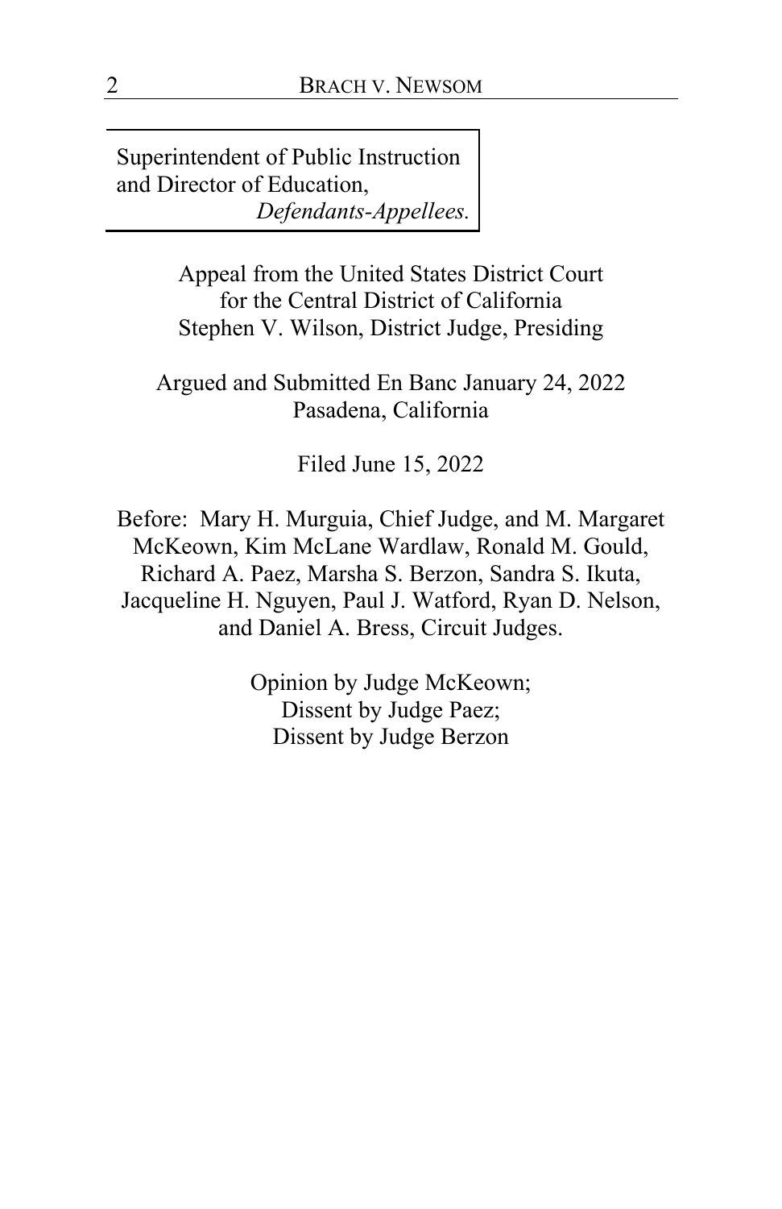Superintendent of Public Instruction and Director of Education,
*Defendants-Appellees.*

Appeal from the United States District Court
for the Central District of California
Stephen V. Wilson, District Judge, Presiding

Argued and Submitted En Banc January 24, 2022
Pasadena, California

Filed June 15, 2022

Before: Mary H. Murguia, Chief Judge, and M. Margaret McKeown, Kim McLane Wardlaw, Ronald M. Gould, Richard A. Paez, Marsha S. Berzon, Sandra S. Ikuta, Jacqueline H. Nguyen, Paul J. Watford, Ryan D. Nelson, and Daniel A. Bress, Circuit Judges.

Opinion by Judge McKeown;
Dissent by Judge Paez;
Dissent by Judge Berzon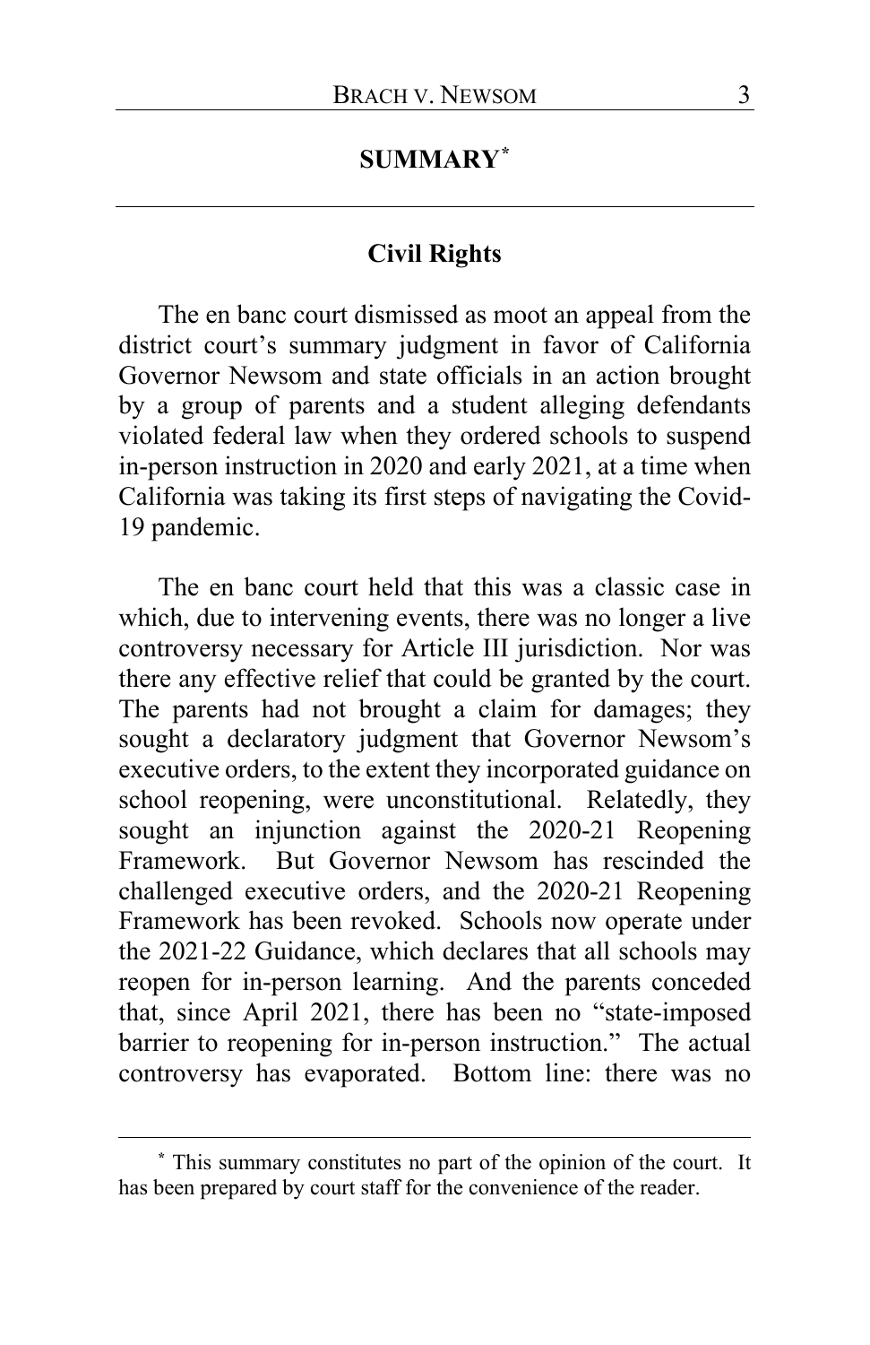## SUMMARY[*]

### Civil Rights

The en banc court dismissed as moot an appeal from the district court's summary judgment in favor of California Governor Newsom and state officials in an action brought by a group of parents and a student alleging defendants violated federal law when they ordered schools to suspend in-person instruction in 2020 and early 2021, at a time when California was taking its first steps of navigating the Covid-19 pandemic.

The en banc court held that this was a classic case in which, due to intervening events, there was no longer a live controversy necessary for Article III jurisdiction. Nor was there any effective relief that could be granted by the court. The parents had not brought a claim for damages; they sought a declaratory judgment that Governor Newsom's executive orders, to the extent they incorporated guidance on school reopening, were unconstitutional. Relatedly, they sought an injunction against the 2020-21 Reopening Framework. But Governor Newsom has rescinded the challenged executive orders, and the 2020-21 Reopening Framework has been revoked. Schools now operate under the 2021-22 Guidance, which declares that all schools may reopen for in-person learning. And the parents conceded that, since April 2021, there has been no "state-imposed barrier to reopening for in-person instruction." The actual controversy has evaporated. Bottom line: there was no

[*] This summary constitutes no part of the opinion of the court. It has been prepared by court staff for the convenience of the reader.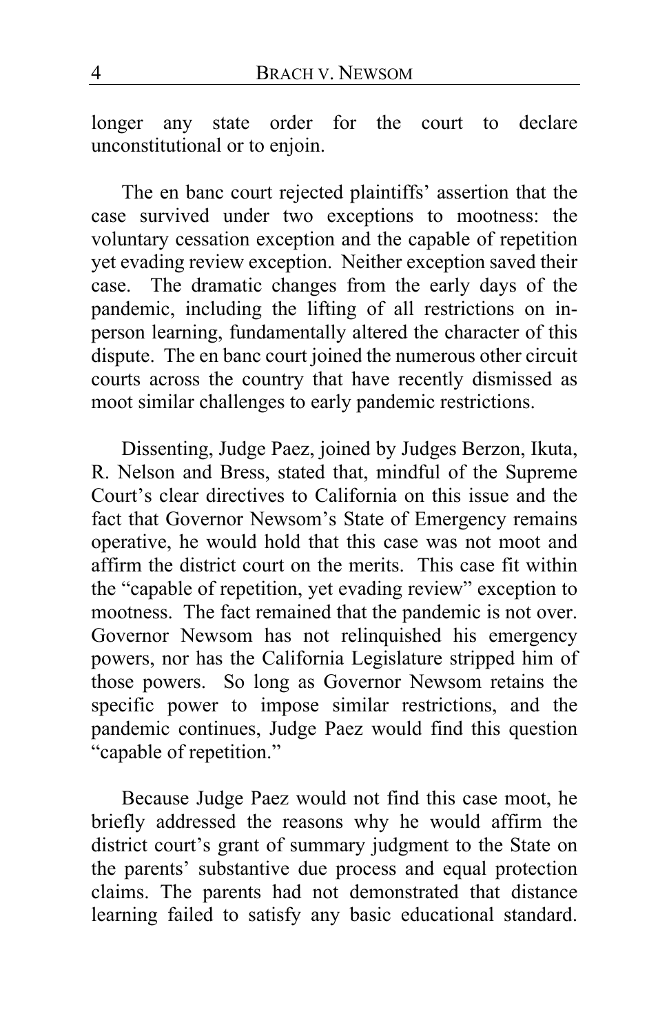longer any state order for the court to declare unconstitutional or to enjoin.

The en banc court rejected plaintiffs' assertion that the case survived under two exceptions to mootness: the voluntary cessation exception and the capable of repetition yet evading review exception. Neither exception saved their case. The dramatic changes from the early days of the pandemic, including the lifting of all restrictions on in-person learning, fundamentally altered the character of this dispute. The en banc court joined the numerous other circuit courts across the country that have recently dismissed as moot similar challenges to early pandemic restrictions.

Dissenting, Judge Paez, joined by Judges Berzon, Ikuta, R. Nelson and Bress, stated that, mindful of the Supreme Court's clear directives to California on this issue and the fact that Governor Newsom's State of Emergency remains operative, he would hold that this case was not moot and affirm the district court on the merits. This case fit within the "capable of repetition, yet evading review" exception to mootness. The fact remained that the pandemic is not over. Governor Newsom has not relinquished his emergency powers, nor has the California Legislature stripped him of those powers. So long as Governor Newsom retains the specific power to impose similar restrictions, and the pandemic continues, Judge Paez would find this question "capable of repetition."

Because Judge Paez would not find this case moot, he briefly addressed the reasons why he would affirm the district court's grant of summary judgment to the State on the parents' substantive due process and equal protection claims. The parents had not demonstrated that distance learning failed to satisfy any basic educational standard.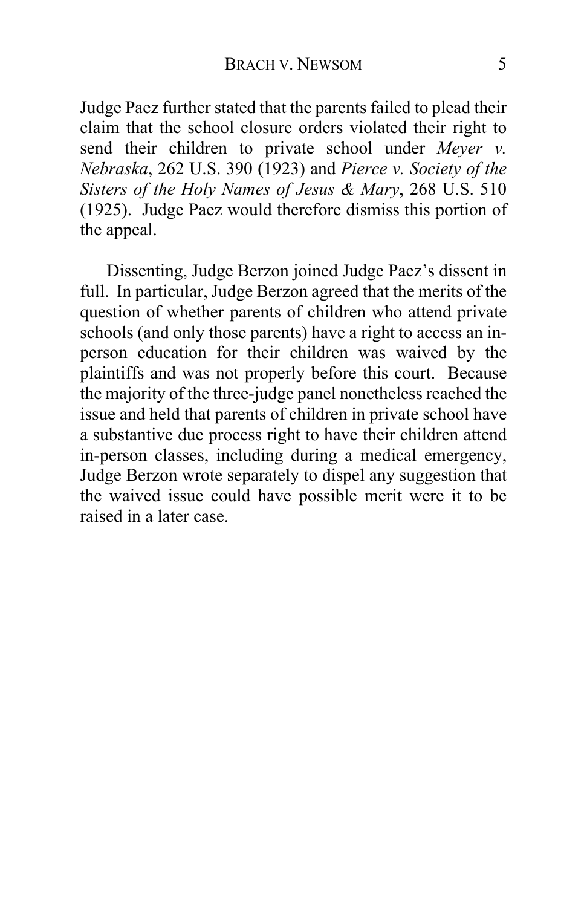Judge Paez further stated that the parents failed to plead their claim that the school closure orders violated their right to send their children to private school under *Meyer v. Nebraska*, 262 U.S. 390 (1923) and *Pierce v. Society of the Sisters of the Holy Names of Jesus & Mary*, 268 U.S. 510 (1925). Judge Paez would therefore dismiss this portion of the appeal.

Dissenting, Judge Berzon joined Judge Paez's dissent in full. In particular, Judge Berzon agreed that the merits of the question of whether parents of children who attend private schools (and only those parents) have a right to access an in-person education for their children was waived by the plaintiffs and was not properly before this court. Because the majority of the three-judge panel nonetheless reached the issue and held that parents of children in private school have a substantive due process right to have their children attend in-person classes, including during a medical emergency, Judge Berzon wrote separately to dispel any suggestion that the waived issue could have possible merit were it to be raised in a later case.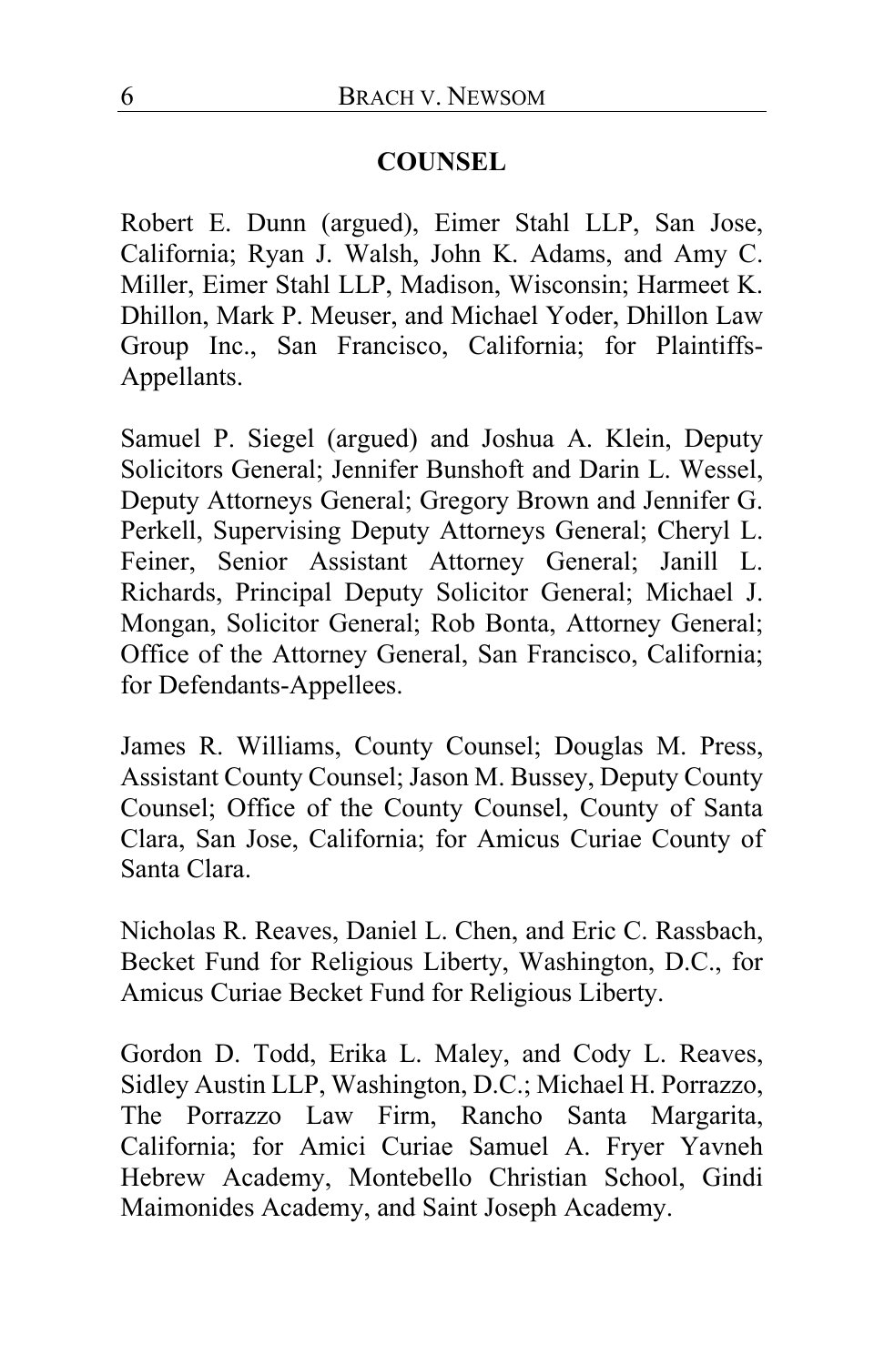**COUNSEL**

Robert E. Dunn (argued), Eimer Stahl LLP, San Jose, California; Ryan J. Walsh, John K. Adams, and Amy C. Miller, Eimer Stahl LLP, Madison, Wisconsin; Harmeet K. Dhillon, Mark P. Meuser, and Michael Yoder, Dhillon Law Group Inc., San Francisco, California; for Plaintiffs-Appellants.

Samuel P. Siegel (argued) and Joshua A. Klein, Deputy Solicitors General; Jennifer Bunshoft and Darin L. Wessel, Deputy Attorneys General; Gregory Brown and Jennifer G. Perkell, Supervising Deputy Attorneys General; Cheryl L. Feiner, Senior Assistant Attorney General; Janill L. Richards, Principal Deputy Solicitor General; Michael J. Mongan, Solicitor General; Rob Bonta, Attorney General; Office of the Attorney General, San Francisco, California; for Defendants-Appellees.

James R. Williams, County Counsel; Douglas M. Press, Assistant County Counsel; Jason M. Bussey, Deputy County Counsel; Office of the County Counsel, County of Santa Clara, San Jose, California; for Amicus Curiae County of Santa Clara.

Nicholas R. Reaves, Daniel L. Chen, and Eric C. Rassbach, Becket Fund for Religious Liberty, Washington, D.C., for Amicus Curiae Becket Fund for Religious Liberty.

Gordon D. Todd, Erika L. Maley, and Cody L. Reaves, Sidley Austin LLP, Washington, D.C.; Michael H. Porrazzo, The Porrazzo Law Firm, Rancho Santa Margarita, California; for Amici Curiae Samuel A. Fryer Yavneh Hebrew Academy, Montebello Christian School, Gindi Maimonides Academy, and Saint Joseph Academy.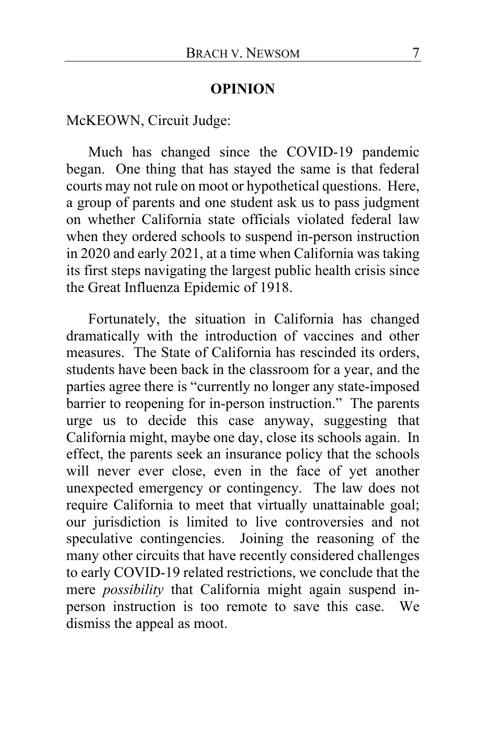## OPINION

McKEOWN, Circuit Judge:

Much has changed since the COVID-19 pandemic began. One thing that has stayed the same is that federal courts may not rule on moot or hypothetical questions. Here, a group of parents and one student ask us to pass judgment on whether California state officials violated federal law when they ordered schools to suspend in-person instruction in 2020 and early 2021, at a time when California was taking its first steps navigating the largest public health crisis since the Great Influenza Epidemic of 1918.

Fortunately, the situation in California has changed dramatically with the introduction of vaccines and other measures. The State of California has rescinded its orders, students have been back in the classroom for a year, and the parties agree there is "currently no longer any state-imposed barrier to reopening for in-person instruction." The parents urge us to decide this case anyway, suggesting that California might, maybe one day, close its schools again. In effect, the parents seek an insurance policy that the schools will never ever close, even in the face of yet another unexpected emergency or contingency. The law does not require California to meet that virtually unattainable goal; our jurisdiction is limited to live controversies and not speculative contingencies. Joining the reasoning of the many other circuits that have recently considered challenges to early COVID-19 related restrictions, we conclude that the mere *possibility* that California might again suspend in-person instruction is too remote to save this case. We dismiss the appeal as moot.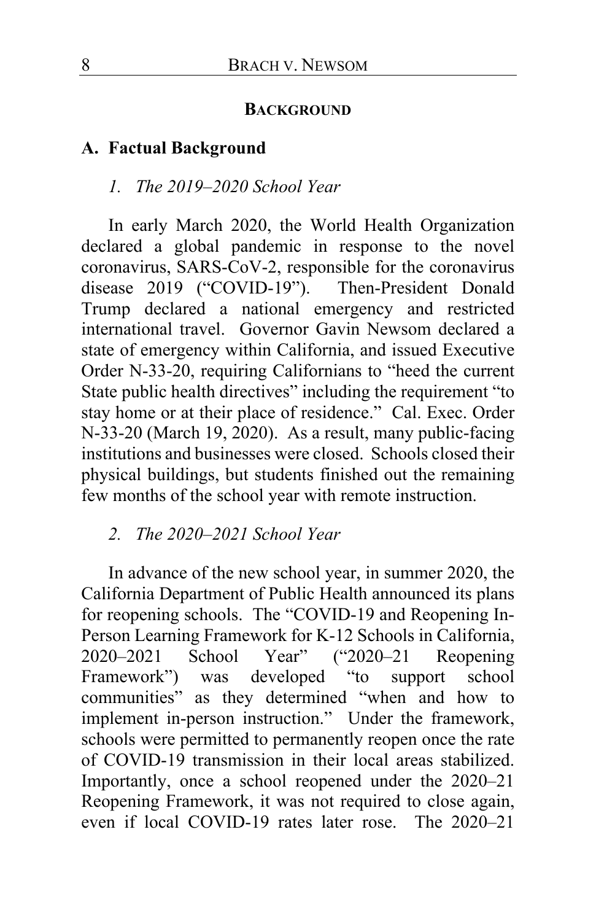## BACKGROUND

### A. Factual Background

#### *1. The 2019–2020 School Year*

In early March 2020, the World Health Organization declared a global pandemic in response to the novel coronavirus, SARS-CoV-2, responsible for the coronavirus disease 2019 ("COVID-19"). Then-President Donald Trump declared a national emergency and restricted international travel. Governor Gavin Newsom declared a state of emergency within California, and issued Executive Order N-33-20, requiring Californians to "heed the current State public health directives" including the requirement "to stay home or at their place of residence." Cal. Exec. Order N-33-20 (March 19, 2020). As a result, many public-facing institutions and businesses were closed. Schools closed their physical buildings, but students finished out the remaining few months of the school year with remote instruction.

#### *2. The 2020–2021 School Year*

In advance of the new school year, in summer 2020, the California Department of Public Health announced its plans for reopening schools. The "COVID-19 and Reopening In-Person Learning Framework for K-12 Schools in California, 2020–2021 School Year" ("2020–21 Reopening Framework") was developed "to support school communities" as they determined "when and how to implement in-person instruction." Under the framework, schools were permitted to permanently reopen once the rate of COVID-19 transmission in their local areas stabilized. Importantly, once a school reopened under the 2020–21 Reopening Framework, it was not required to close again, even if local COVID-19 rates later rose. The 2020–21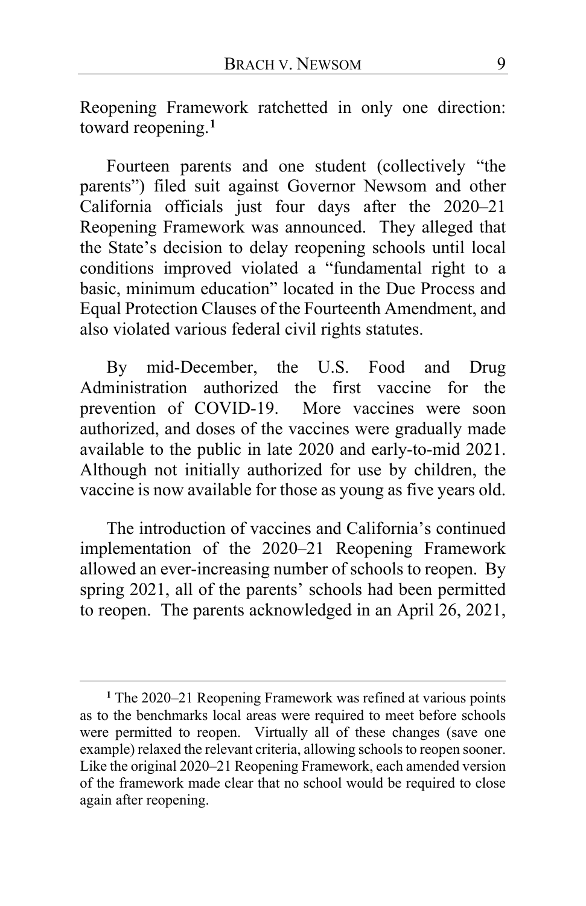Reopening Framework ratchetted in only one direction: toward reopening.[1]

Fourteen parents and one student (collectively "the parents") filed suit against Governor Newsom and other California officials just four days after the 2020–21 Reopening Framework was announced. They alleged that the State's decision to delay reopening schools until local conditions improved violated a "fundamental right to a basic, minimum education" located in the Due Process and Equal Protection Clauses of the Fourteenth Amendment, and also violated various federal civil rights statutes.

By mid-December, the U.S. Food and Drug Administration authorized the first vaccine for the prevention of COVID-19. More vaccines were soon authorized, and doses of the vaccines were gradually made available to the public in late 2020 and early-to-mid 2021. Although not initially authorized for use by children, the vaccine is now available for those as young as five years old.

The introduction of vaccines and California's continued implementation of the 2020–21 Reopening Framework allowed an ever-increasing number of schools to reopen. By spring 2021, all of the parents' schools had been permitted to reopen. The parents acknowledged in an April 26, 2021,

---

[1] The 2020–21 Reopening Framework was refined at various points as to the benchmarks local areas were required to meet before schools were permitted to reopen. Virtually all of these changes (save one example) relaxed the relevant criteria, allowing schools to reopen sooner. Like the original 2020–21 Reopening Framework, each amended version of the framework made clear that no school would be required to close again after reopening.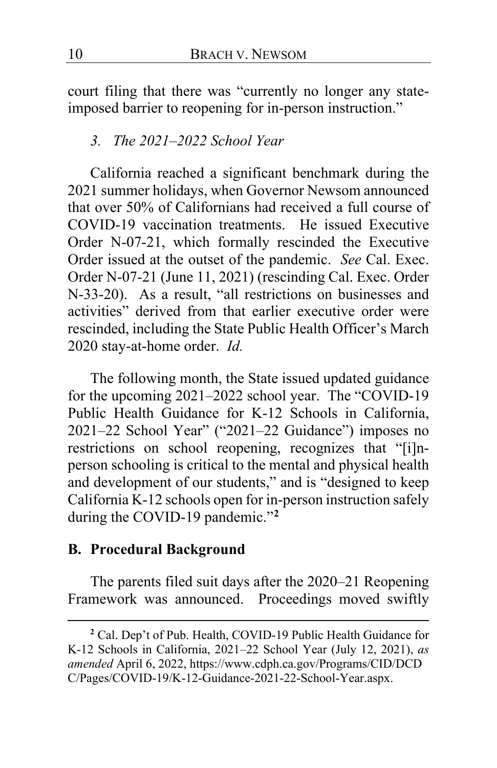court filing that there was "currently no longer any state-imposed barrier to reopening for in-person instruction."

### *3. The 2021–2022 School Year*

California reached a significant benchmark during the 2021 summer holidays, when Governor Newsom announced that over 50% of Californians had received a full course of COVID-19 vaccination treatments. He issued Executive Order N-07-21, which formally rescinded the Executive Order issued at the outset of the pandemic. *See* Cal. Exec. Order N-07-21 (June 11, 2021) (rescinding Cal. Exec. Order N-33-20). As a result, "all restrictions on businesses and activities" derived from that earlier executive order were rescinded, including the State Public Health Officer's March 2020 stay-at-home order. *Id.*

The following month, the State issued updated guidance for the upcoming 2021–2022 school year. The "COVID-19 Public Health Guidance for K-12 Schools in California, 2021–22 School Year" ("2021–22 Guidance") imposes no restrictions on school reopening, recognizes that "[i]n-person schooling is critical to the mental and physical health and development of our students," and is "designed to keep California K-12 schools open for in-person instruction safely during the COVID-19 pandemic."[2]

## B. Procedural Background

The parents filed suit days after the 2020–21 Reopening Framework was announced. Proceedings moved swiftly

---

[2] Cal. Dep't of Pub. Health, COVID-19 Public Health Guidance for K-12 Schools in California, 2021–22 School Year (July 12, 2021), *as amended* April 6, 2022, https://www.cdph.ca.gov/Programs/CID/DCDC/Pages/COVID-19/K-12-Guidance-2021-22-School-Year.aspx.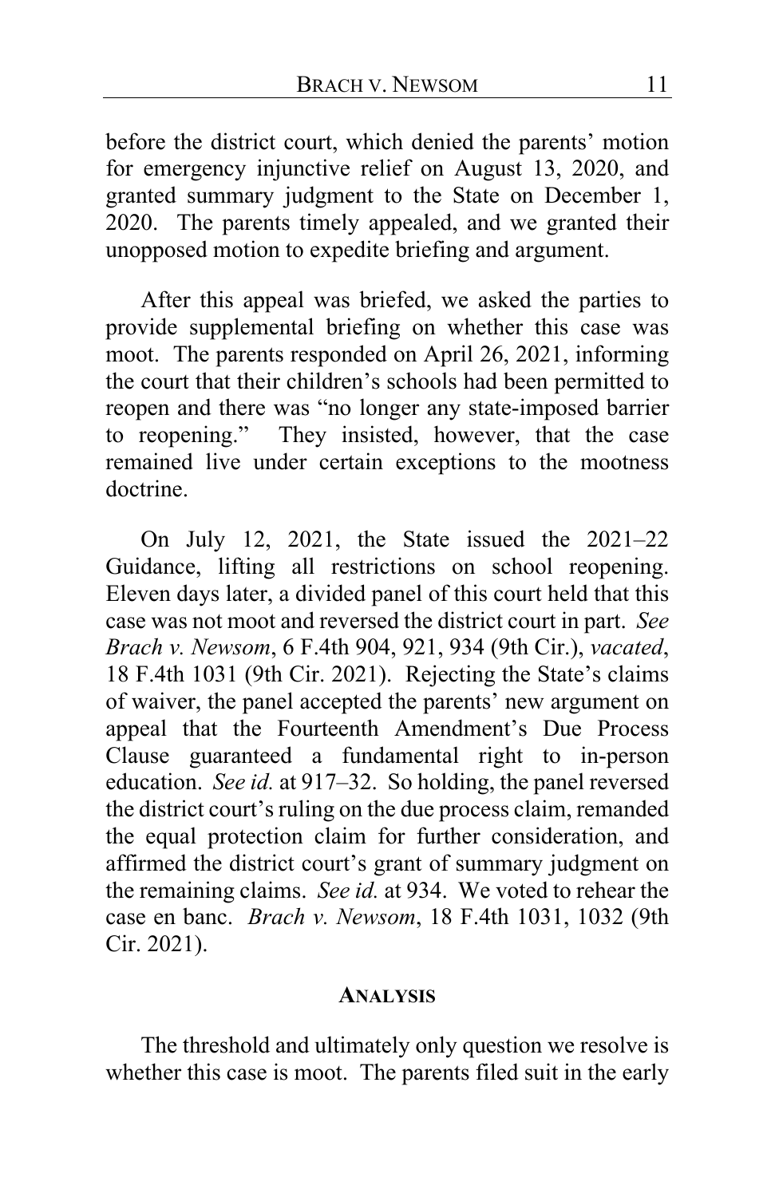before the district court, which denied the parents' motion for emergency injunctive relief on August 13, 2020, and granted summary judgment to the State on December 1, 2020. The parents timely appealed, and we granted their unopposed motion to expedite briefing and argument.

After this appeal was briefed, we asked the parties to provide supplemental briefing on whether this case was moot. The parents responded on April 26, 2021, informing the court that their children's schools had been permitted to reopen and there was "no longer any state-imposed barrier to reopening." They insisted, however, that the case remained live under certain exceptions to the mootness doctrine.

On July 12, 2021, the State issued the 2021–22 Guidance, lifting all restrictions on school reopening. Eleven days later, a divided panel of this court held that this case was not moot and reversed the district court in part. *See Brach v. Newsom*, 6 F.4th 904, 921, 934 (9th Cir.), *vacated*, 18 F.4th 1031 (9th Cir. 2021). Rejecting the State's claims of waiver, the panel accepted the parents' new argument on appeal that the Fourteenth Amendment's Due Process Clause guaranteed a fundamental right to in-person education. *See id.* at 917–32. So holding, the panel reversed the district court's ruling on the due process claim, remanded the equal protection claim for further consideration, and affirmed the district court's grant of summary judgment on the remaining claims. *See id.* at 934. We voted to rehear the case en banc. *Brach v. Newsom*, 18 F.4th 1031, 1032 (9th Cir. 2021).

## ANALYSIS

The threshold and ultimately only question we resolve is whether this case is moot. The parents filed suit in the early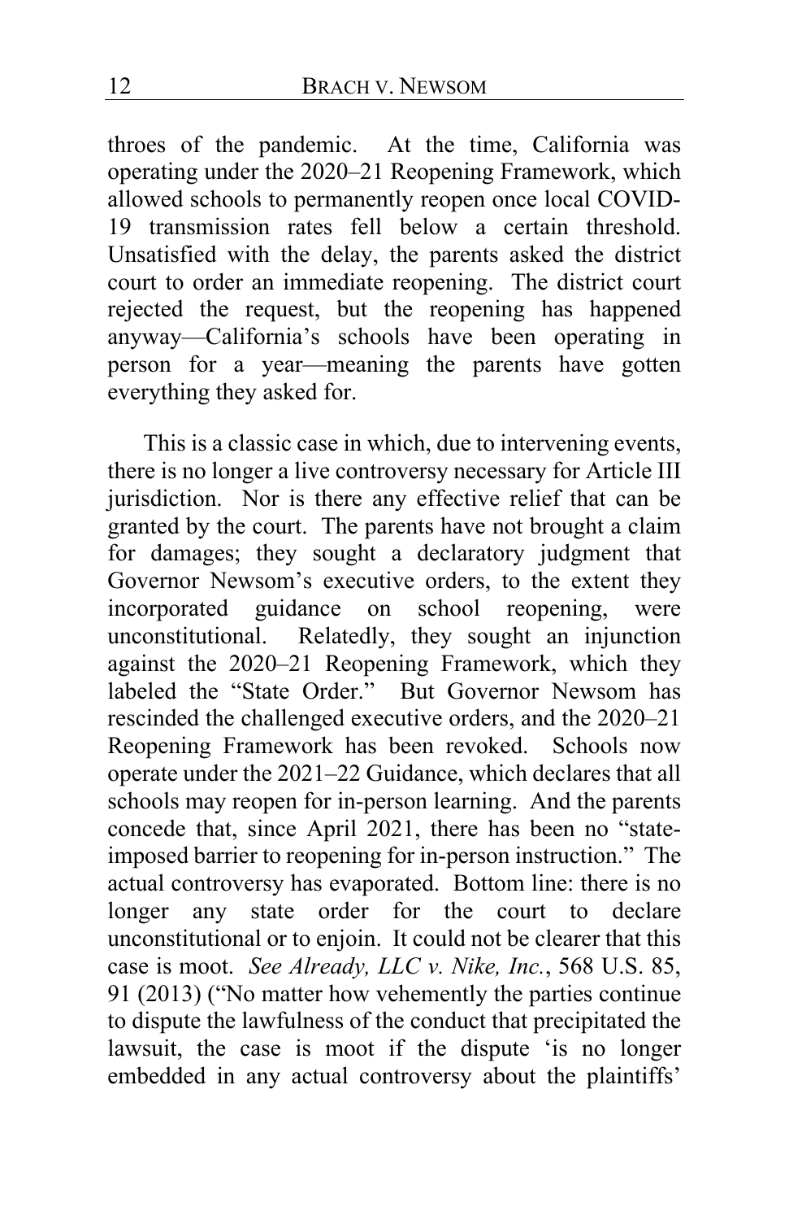throes of the pandemic. At the time, California was operating under the 2020–21 Reopening Framework, which allowed schools to permanently reopen once local COVID-19 transmission rates fell below a certain threshold. Unsatisfied with the delay, the parents asked the district court to order an immediate reopening. The district court rejected the request, but the reopening has happened anyway—California's schools have been operating in person for a year—meaning the parents have gotten everything they asked for.

This is a classic case in which, due to intervening events, there is no longer a live controversy necessary for Article III jurisdiction. Nor is there any effective relief that can be granted by the court. The parents have not brought a claim for damages; they sought a declaratory judgment that Governor Newsom's executive orders, to the extent they incorporated guidance on school reopening, were unconstitutional. Relatedly, they sought an injunction against the 2020–21 Reopening Framework, which they labeled the "State Order." But Governor Newsom has rescinded the challenged executive orders, and the 2020–21 Reopening Framework has been revoked. Schools now operate under the 2021–22 Guidance, which declares that all schools may reopen for in-person learning. And the parents concede that, since April 2021, there has been no "state-imposed barrier to reopening for in-person instruction." The actual controversy has evaporated. Bottom line: there is no longer any state order for the court to declare unconstitutional or to enjoin. It could not be clearer that this case is moot. *See Already, LLC v. Nike, Inc.*, 568 U.S. 85, 91 (2013) ("No matter how vehemently the parties continue to dispute the lawfulness of the conduct that precipitated the lawsuit, the case is moot if the dispute 'is no longer embedded in any actual controversy about the plaintiffs'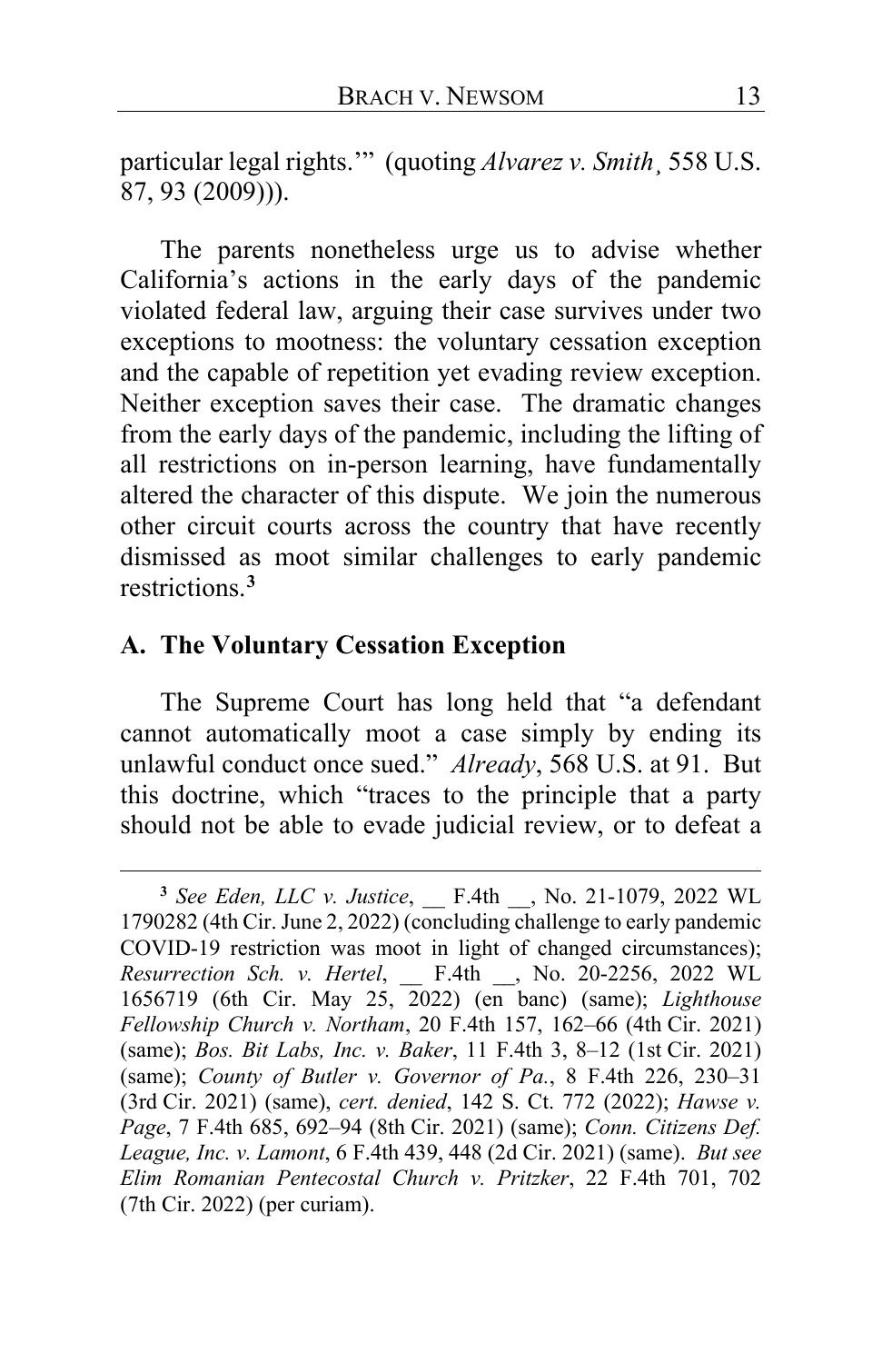particular legal rights.'" (quoting *Alvarez v. Smith*¸ 558 U.S. 87, 93 (2009))).

The parents nonetheless urge us to advise whether California's actions in the early days of the pandemic violated federal law, arguing their case survives under two exceptions to mootness: the voluntary cessation exception and the capable of repetition yet evading review exception. Neither exception saves their case. The dramatic changes from the early days of the pandemic, including the lifting of all restrictions on in-person learning, have fundamentally altered the character of this dispute. We join the numerous other circuit courts across the country that have recently dismissed as moot similar challenges to early pandemic restrictions.[3]

### A. The Voluntary Cessation Exception

The Supreme Court has long held that "a defendant cannot automatically moot a case simply by ending its unlawful conduct once sued." *Already*, 568 U.S. at 91. But this doctrine, which "traces to the principle that a party should not be able to evade judicial review, or to defeat a

---

[3] *See Eden, LLC v. Justice*, __ F.4th __, No. 21-1079, 2022 WL 1790282 (4th Cir. June 2, 2022) (concluding challenge to early pandemic COVID-19 restriction was moot in light of changed circumstances); *Resurrection Sch. v. Hertel*, __ F.4th __, No. 20-2256, 2022 WL 1656719 (6th Cir. May 25, 2022) (en banc) (same); *Lighthouse Fellowship Church v. Northam*, 20 F.4th 157, 162–66 (4th Cir. 2021) (same); *Bos. Bit Labs, Inc. v. Baker*, 11 F.4th 3, 8–12 (1st Cir. 2021) (same); *County of Butler v. Governor of Pa.*, 8 F.4th 226, 230–31 (3rd Cir. 2021) (same), *cert. denied*, 142 S. Ct. 772 (2022); *Hawse v. Page*, 7 F.4th 685, 692–94 (8th Cir. 2021) (same); *Conn. Citizens Def. League, Inc. v. Lamont*, 6 F.4th 439, 448 (2d Cir. 2021) (same). *But see Elim Romanian Pentecostal Church v. Pritzker*, 22 F.4th 701, 702 (7th Cir. 2022) (per curiam).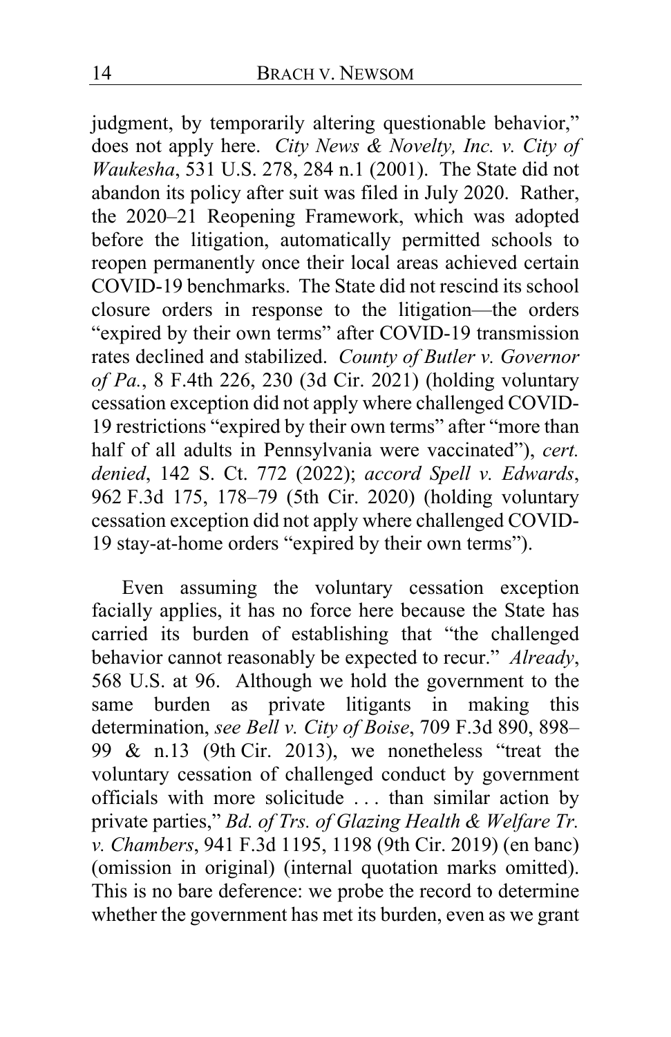judgment, by temporarily altering questionable behavior," does not apply here. *City News & Novelty, Inc. v. City of Waukesha*, 531 U.S. 278, 284 n.1 (2001). The State did not abandon its policy after suit was filed in July 2020. Rather, the 2020–21 Reopening Framework, which was adopted before the litigation, automatically permitted schools to reopen permanently once their local areas achieved certain COVID-19 benchmarks. The State did not rescind its school closure orders in response to the litigation—the orders "expired by their own terms" after COVID-19 transmission rates declined and stabilized. *County of Butler v. Governor of Pa.*, 8 F.4th 226, 230 (3d Cir. 2021) (holding voluntary cessation exception did not apply where challenged COVID-19 restrictions "expired by their own terms" after "more than half of all adults in Pennsylvania were vaccinated"), *cert. denied*, 142 S. Ct. 772 (2022); *accord Spell v. Edwards*, 962 F.3d 175, 178–79 (5th Cir. 2020) (holding voluntary cessation exception did not apply where challenged COVID-19 stay-at-home orders "expired by their own terms").

Even assuming the voluntary cessation exception facially applies, it has no force here because the State has carried its burden of establishing that "the challenged behavior cannot reasonably be expected to recur." *Already*, 568 U.S. at 96. Although we hold the government to the same burden as private litigants in making this determination, *see Bell v. City of Boise*, 709 F.3d 890, 898–99 & n.13 (9th Cir. 2013), we nonetheless "treat the voluntary cessation of challenged conduct by government officials with more solicitude . . . than similar action by private parties," *Bd. of Trs. of Glazing Health & Welfare Tr. v. Chambers*, 941 F.3d 1195, 1198 (9th Cir. 2019) (en banc) (omission in original) (internal quotation marks omitted). This is no bare deference: we probe the record to determine whether the government has met its burden, even as we grant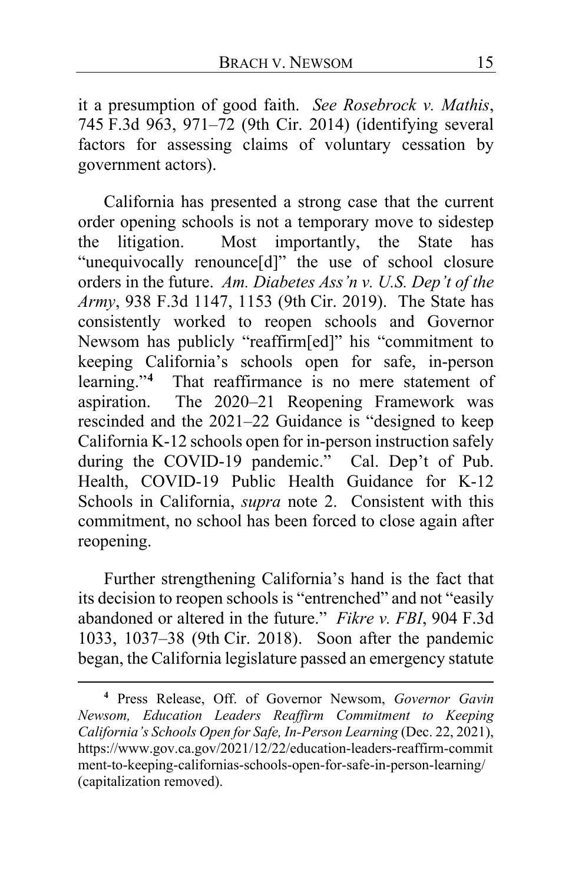it a presumption of good faith. *See Rosebrock v. Mathis*, 745 F.3d 963, 971–72 (9th Cir. 2014) (identifying several factors for assessing claims of voluntary cessation by government actors).

California has presented a strong case that the current order opening schools is not a temporary move to sidestep the litigation. Most importantly, the State has "unequivocally renounce[d]" the use of school closure orders in the future. *Am. Diabetes Ass'n v. U.S. Dep't of the Army*, 938 F.3d 1147, 1153 (9th Cir. 2019). The State has consistently worked to reopen schools and Governor Newsom has publicly "reaffirm[ed]" his "commitment to keeping California's schools open for safe, in-person learning."[4] That reaffirmance is no mere statement of aspiration. The 2020–21 Reopening Framework was rescinded and the 2021–22 Guidance is "designed to keep California K-12 schools open for in-person instruction safely during the COVID-19 pandemic." Cal. Dep't of Pub. Health, COVID-19 Public Health Guidance for K-12 Schools in California, *supra* note 2. Consistent with this commitment, no school has been forced to close again after reopening.

Further strengthening California's hand is the fact that its decision to reopen schools is "entrenched" and not "easily abandoned or altered in the future." *Fikre v. FBI*, 904 F.3d 1033, 1037–38 (9th Cir. 2018). Soon after the pandemic began, the California legislature passed an emergency statute

[4] Press Release, Off. of Governor Newsom, *Governor Gavin Newsom, Education Leaders Reaffirm Commitment to Keeping California's Schools Open for Safe, In-Person Learning* (Dec. 22, 2021), https://www.gov.ca.gov/2021/12/22/education-leaders-reaffirm-commitment-to-keeping-californias-schools-open-for-safe-in-person-learning/ (capitalization removed).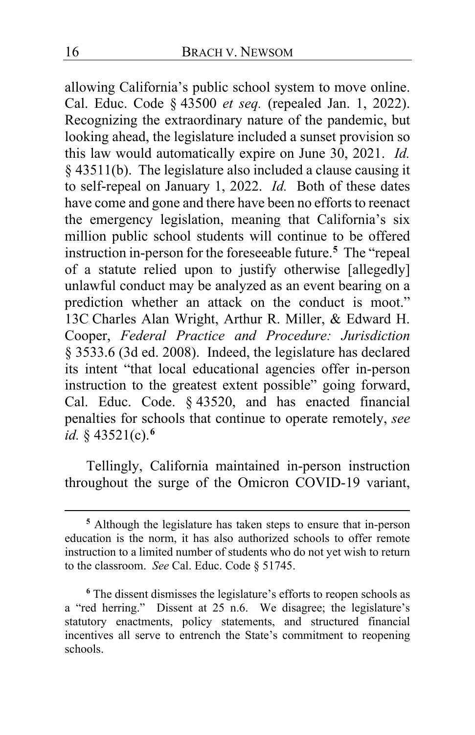allowing California's public school system to move online. Cal. Educ. Code § 43500 *et seq.* (repealed Jan. 1, 2022). Recognizing the extraordinary nature of the pandemic, but looking ahead, the legislature included a sunset provision so this law would automatically expire on June 30, 2021. *Id.* § 43511(b). The legislature also included a clause causing it to self-repeal on January 1, 2022. *Id.* Both of these dates have come and gone and there have been no efforts to reenact the emergency legislation, meaning that California's six million public school students will continue to be offered instruction in-person for the foreseeable future.[5] The "repeal of a statute relied upon to justify otherwise [allegedly] unlawful conduct may be analyzed as an event bearing on a prediction whether an attack on the conduct is moot." 13C Charles Alan Wright, Arthur R. Miller, & Edward H. Cooper, *Federal Practice and Procedure: Jurisdiction* § 3533.6 (3d ed. 2008). Indeed, the legislature has declared its intent "that local educational agencies offer in-person instruction to the greatest extent possible" going forward, Cal. Educ. Code. § 43520, and has enacted financial penalties for schools that continue to operate remotely, *see id.* § 43521(c).[6]

Tellingly, California maintained in-person instruction throughout the surge of the Omicron COVID-19 variant,

---

[5] Although the legislature has taken steps to ensure that in-person education is the norm, it has also authorized schools to offer remote instruction to a limited number of students who do not yet wish to return to the classroom. *See* Cal. Educ. Code § 51745.

[6] The dissent dismisses the legislature's efforts to reopen schools as a "red herring." Dissent at 25 n.6. We disagree; the legislature's statutory enactments, policy statements, and structured financial incentives all serve to entrench the State's commitment to reopening schools.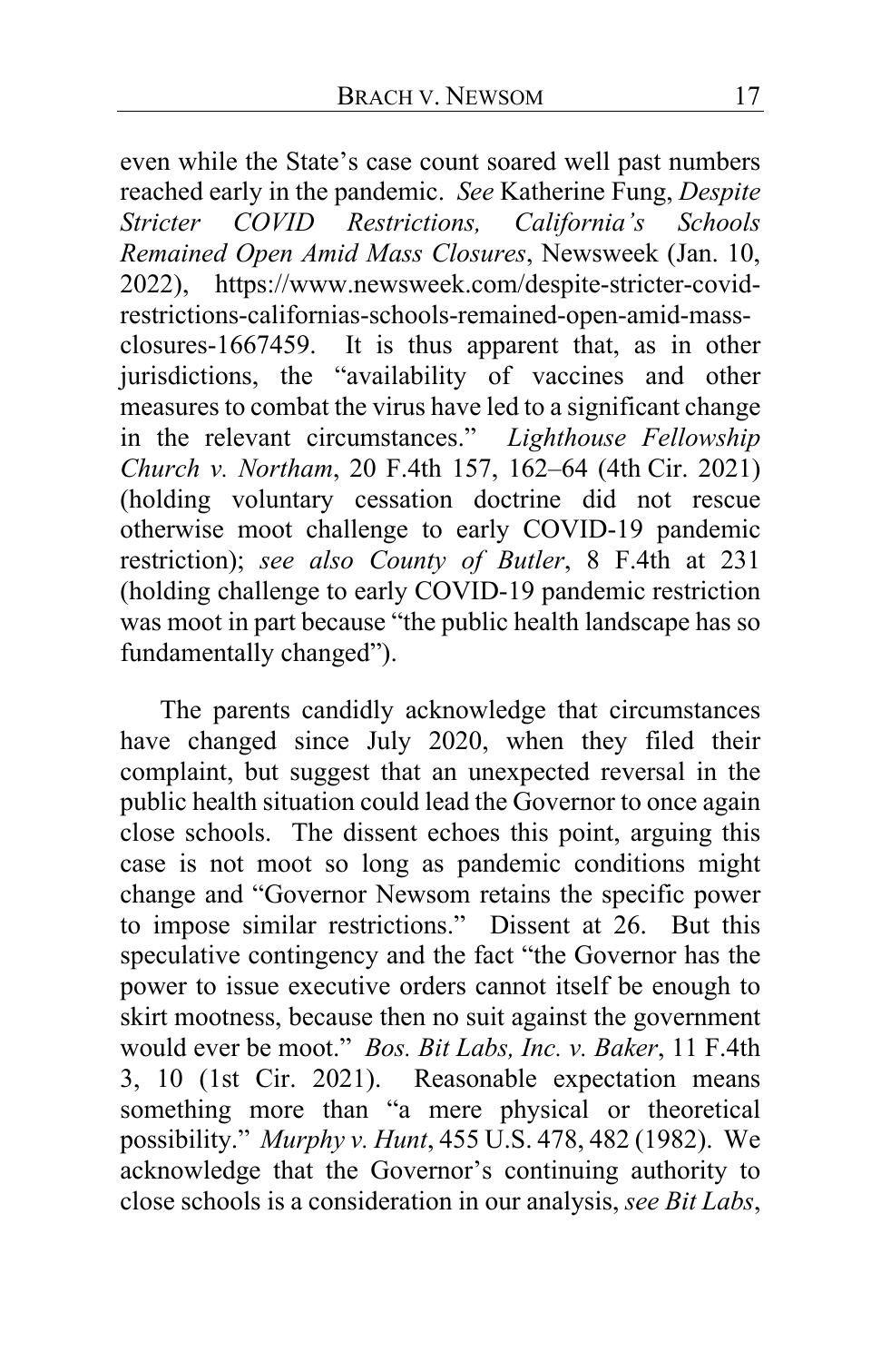even while the State's case count soared well past numbers reached early in the pandemic. *See* Katherine Fung, *Despite Stricter COVID Restrictions, California's Schools Remained Open Amid Mass Closures*, Newsweek (Jan. 10, 2022), https://www.newsweek.com/despite-stricter-covid-restrictions-californias-schools-remained-open-amid-mass-closures-1667459. It is thus apparent that, as in other jurisdictions, the "availability of vaccines and other measures to combat the virus have led to a significant change in the relevant circumstances." *Lighthouse Fellowship Church v. Northam*, 20 F.4th 157, 162–64 (4th Cir. 2021) (holding voluntary cessation doctrine did not rescue otherwise moot challenge to early COVID-19 pandemic restriction); *see also County of Butler*, 8 F.4th at 231 (holding challenge to early COVID-19 pandemic restriction was moot in part because "the public health landscape has so fundamentally changed").

The parents candidly acknowledge that circumstances have changed since July 2020, when they filed their complaint, but suggest that an unexpected reversal in the public health situation could lead the Governor to once again close schools. The dissent echoes this point, arguing this case is not moot so long as pandemic conditions might change and "Governor Newsom retains the specific power to impose similar restrictions." Dissent at 26. But this speculative contingency and the fact "the Governor has the power to issue executive orders cannot itself be enough to skirt mootness, because then no suit against the government would ever be moot." *Bos. Bit Labs, Inc. v. Baker*, 11 F.4th 3, 10 (1st Cir. 2021). Reasonable expectation means something more than "a mere physical or theoretical possibility." *Murphy v. Hunt*, 455 U.S. 478, 482 (1982). We acknowledge that the Governor's continuing authority to close schools is a consideration in our analysis, *see Bit Labs*,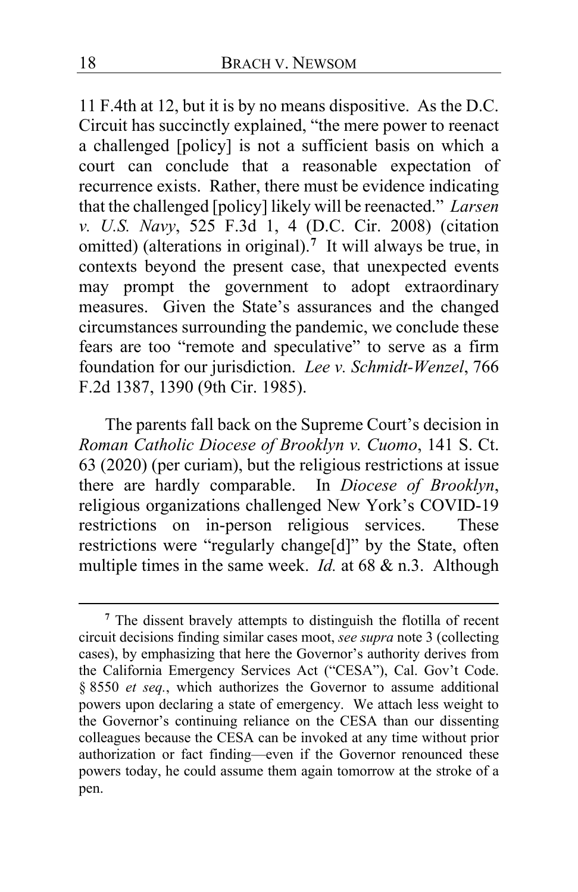11 F.4th at 12, but it is by no means dispositive. As the D.C. Circuit has succinctly explained, "the mere power to reenact a challenged [policy] is not a sufficient basis on which a court can conclude that a reasonable expectation of recurrence exists. Rather, there must be evidence indicating that the challenged [policy] likely will be reenacted." *Larsen v. U.S. Navy*, 525 F.3d 1, 4 (D.C. Cir. 2008) (citation omitted) (alterations in original).[7] It will always be true, in contexts beyond the present case, that unexpected events may prompt the government to adopt extraordinary measures. Given the State's assurances and the changed circumstances surrounding the pandemic, we conclude these fears are too "remote and speculative" to serve as a firm foundation for our jurisdiction. *Lee v. Schmidt-Wenzel*, 766 F.2d 1387, 1390 (9th Cir. 1985).

The parents fall back on the Supreme Court's decision in *Roman Catholic Diocese of Brooklyn v. Cuomo*, 141 S. Ct. 63 (2020) (per curiam), but the religious restrictions at issue there are hardly comparable. In *Diocese of Brooklyn*, religious organizations challenged New York's COVID-19 restrictions on in-person religious services. These restrictions were "regularly change[d]" by the State, often multiple times in the same week. *Id.* at 68 & n.3. Although

[7] The dissent bravely attempts to distinguish the flotilla of recent circuit decisions finding similar cases moot, *see supra* note 3 (collecting cases), by emphasizing that here the Governor's authority derives from the California Emergency Services Act ("CESA"), Cal. Gov't Code. § 8550 *et seq.*, which authorizes the Governor to assume additional powers upon declaring a state of emergency. We attach less weight to the Governor's continuing reliance on the CESA than our dissenting colleagues because the CESA can be invoked at any time without prior authorization or fact finding—even if the Governor renounced these powers today, he could assume them again tomorrow at the stroke of a pen.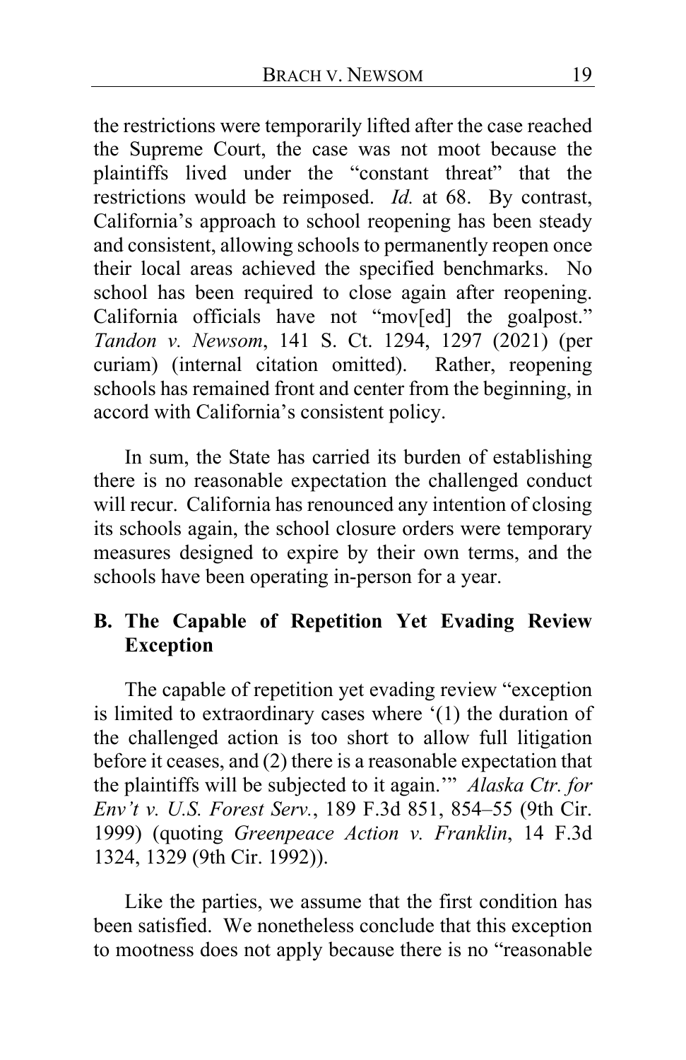the restrictions were temporarily lifted after the case reached the Supreme Court, the case was not moot because the plaintiffs lived under the "constant threat" that the restrictions would be reimposed. *Id.* at 68. By contrast, California's approach to school reopening has been steady and consistent, allowing schools to permanently reopen once their local areas achieved the specified benchmarks. No school has been required to close again after reopening. California officials have not "mov[ed] the goalpost." *Tandon v. Newsom*, 141 S. Ct. 1294, 1297 (2021) (per curiam) (internal citation omitted). Rather, reopening schools has remained front and center from the beginning, in accord with California's consistent policy.

In sum, the State has carried its burden of establishing there is no reasonable expectation the challenged conduct will recur. California has renounced any intention of closing its schools again, the school closure orders were temporary measures designed to expire by their own terms, and the schools have been operating in-person for a year.

### B. The Capable of Repetition Yet Evading Review Exception

The capable of repetition yet evading review "exception is limited to extraordinary cases where '(1) the duration of the challenged action is too short to allow full litigation before it ceases, and (2) there is a reasonable expectation that the plaintiffs will be subjected to it again.'" *Alaska Ctr. for Env't v. U.S. Forest Serv.*, 189 F.3d 851, 854–55 (9th Cir. 1999) (quoting *Greenpeace Action v. Franklin*, 14 F.3d 1324, 1329 (9th Cir. 1992)).

Like the parties, we assume that the first condition has been satisfied. We nonetheless conclude that this exception to mootness does not apply because there is no "reasonable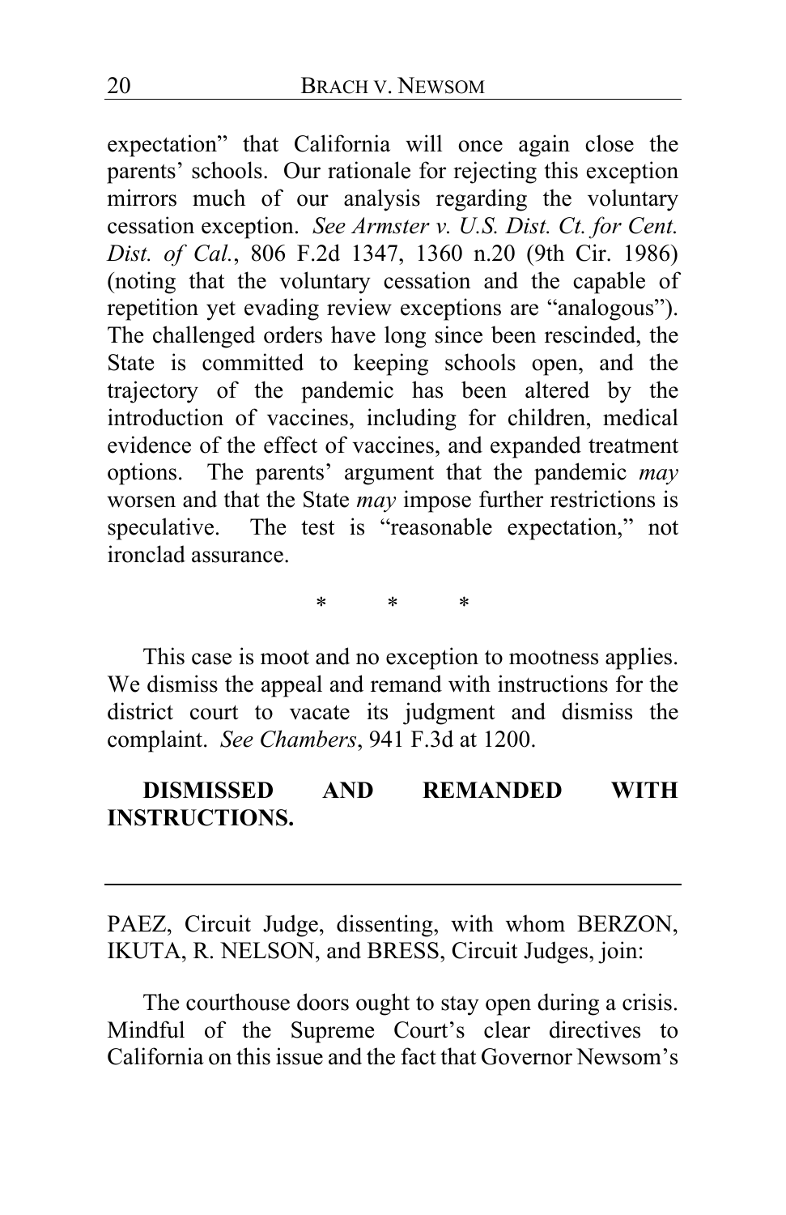expectation" that California will once again close the parents' schools. Our rationale for rejecting this exception mirrors much of our analysis regarding the voluntary cessation exception. *See Armster v. U.S. Dist. Ct. for Cent. Dist. of Cal.*, 806 F.2d 1347, 1360 n.20 (9th Cir. 1986) (noting that the voluntary cessation and the capable of repetition yet evading review exceptions are "analogous"). The challenged orders have long since been rescinded, the State is committed to keeping schools open, and the trajectory of the pandemic has been altered by the introduction of vaccines, including for children, medical evidence of the effect of vaccines, and expanded treatment options. The parents' argument that the pandemic *may* worsen and that the State *may* impose further restrictions is speculative. The test is "reasonable expectation," not ironclad assurance.

\* \* \*

This case is moot and no exception to mootness applies. We dismiss the appeal and remand with instructions for the district court to vacate its judgment and dismiss the complaint. *See Chambers*, 941 F.3d at 1200.

**DISMISSED AND REMANDED WITH INSTRUCTIONS.**

---

PAEZ, Circuit Judge, dissenting, with whom BERZON, IKUTA, R. NELSON, and BRESS, Circuit Judges, join:

The courthouse doors ought to stay open during a crisis. Mindful of the Supreme Court's clear directives to California on this issue and the fact that Governor Newsom's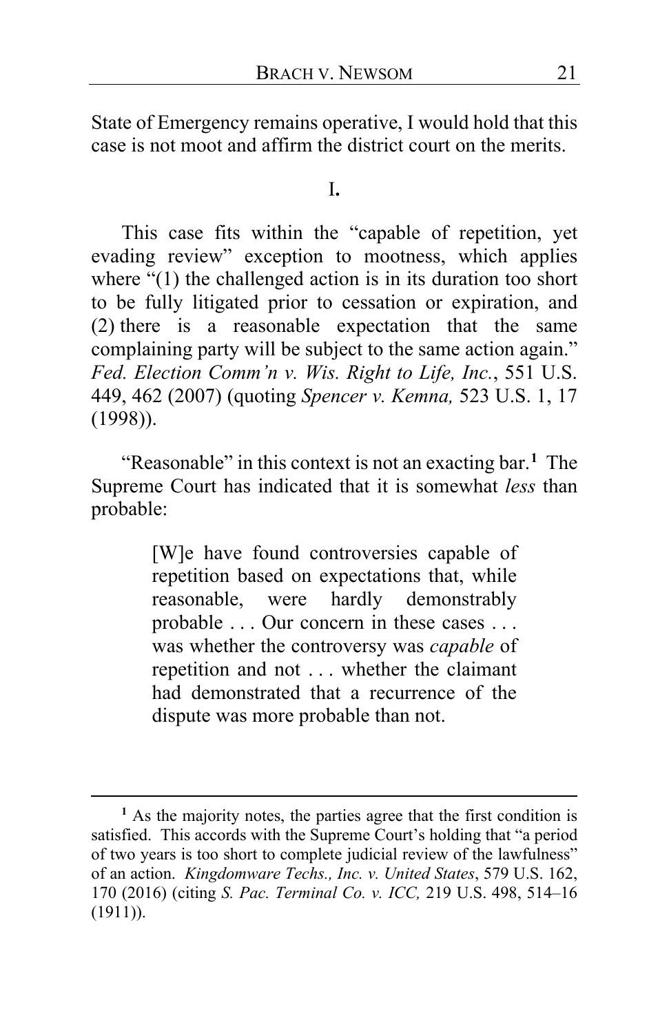State of Emergency remains operative, I would hold that this case is not moot and affirm the district court on the merits.

I.

This case fits within the "capable of repetition, yet evading review" exception to mootness, which applies where "(1) the challenged action is in its duration too short to be fully litigated prior to cessation or expiration, and (2) there is a reasonable expectation that the same complaining party will be subject to the same action again." *Fed. Election Comm'n v. Wis. Right to Life, Inc.*, 551 U.S. 449, 462 (2007) (quoting *Spencer v. Kemna,* 523 U.S. 1, 17 (1998)).

"Reasonable" in this context is not an exacting bar.[1] The Supreme Court has indicated that it is somewhat *less* than probable:

> [W]e have found controversies capable of repetition based on expectations that, while reasonable, were hardly demonstrably probable . . . Our concern in these cases . . . was whether the controversy was *capable* of repetition and not . . . whether the claimant had demonstrated that a recurrence of the dispute was more probable than not.

[1] As the majority notes, the parties agree that the first condition is satisfied. This accords with the Supreme Court's holding that "a period of two years is too short to complete judicial review of the lawfulness" of an action. *Kingdomware Techs., Inc. v. United States*, 579 U.S. 162, 170 (2016) (citing *S. Pac. Terminal Co. v. ICC,* 219 U.S. 498, 514–16 (1911)).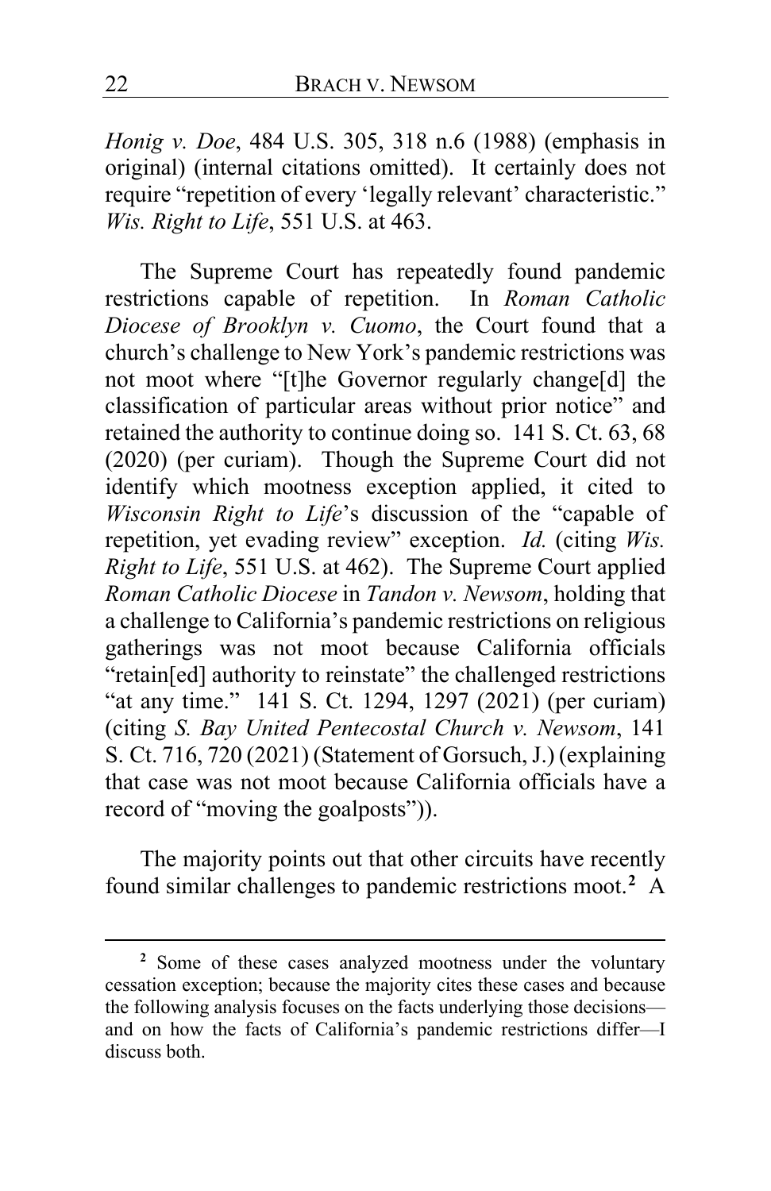*Honig v. Doe*, 484 U.S. 305, 318 n.6 (1988) (emphasis in original) (internal citations omitted). It certainly does not require "repetition of every 'legally relevant' characteristic." *Wis. Right to Life*, 551 U.S. at 463.

The Supreme Court has repeatedly found pandemic restrictions capable of repetition. In *Roman Catholic Diocese of Brooklyn v. Cuomo*, the Court found that a church's challenge to New York's pandemic restrictions was not moot where "[t]he Governor regularly change[d] the classification of particular areas without prior notice" and retained the authority to continue doing so. 141 S. Ct. 63, 68 (2020) (per curiam). Though the Supreme Court did not identify which mootness exception applied, it cited to *Wisconsin Right to Life*'s discussion of the "capable of repetition, yet evading review" exception. *Id.* (citing *Wis. Right to Life*, 551 U.S. at 462). The Supreme Court applied *Roman Catholic Diocese* in *Tandon v. Newsom*, holding that a challenge to California's pandemic restrictions on religious gatherings was not moot because California officials "retain[ed] authority to reinstate" the challenged restrictions "at any time." 141 S. Ct. 1294, 1297 (2021) (per curiam) (citing *S. Bay United Pentecostal Church v. Newsom*, 141 S. Ct. 716, 720 (2021) (Statement of Gorsuch, J.) (explaining that case was not moot because California officials have a record of "moving the goalposts")).

The majority points out that other circuits have recently found similar challenges to pandemic restrictions moot.[2] A

[2] Some of these cases analyzed mootness under the voluntary cessation exception; because the majority cites these cases and because the following analysis focuses on the facts underlying those decisions—and on how the facts of California's pandemic restrictions differ—I discuss both.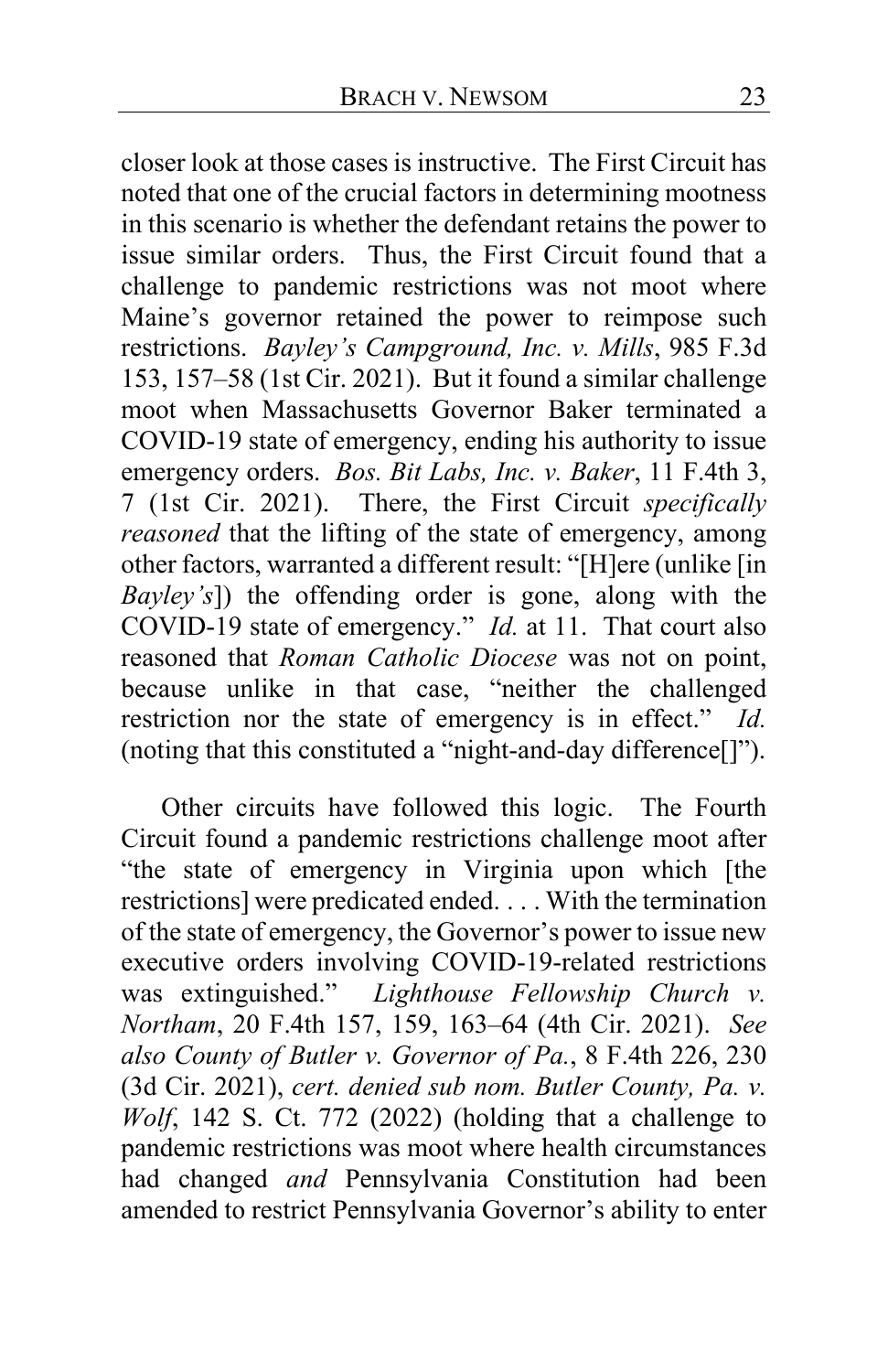closer look at those cases is instructive. The First Circuit has noted that one of the crucial factors in determining mootness in this scenario is whether the defendant retains the power to issue similar orders. Thus, the First Circuit found that a challenge to pandemic restrictions was not moot where Maine's governor retained the power to reimpose such restrictions. *Bayley's Campground, Inc. v. Mills*, 985 F.3d 153, 157–58 (1st Cir. 2021). But it found a similar challenge moot when Massachusetts Governor Baker terminated a COVID-19 state of emergency, ending his authority to issue emergency orders. *Bos. Bit Labs, Inc. v. Baker*, 11 F.4th 3, 7 (1st Cir. 2021). There, the First Circuit *specifically reasoned* that the lifting of the state of emergency, among other factors, warranted a different result: "[H]ere (unlike [in *Bayley's*]) the offending order is gone, along with the COVID-19 state of emergency." *Id.* at 11. That court also reasoned that *Roman Catholic Diocese* was not on point, because unlike in that case, "neither the challenged restriction nor the state of emergency is in effect." *Id.* (noting that this constituted a "night-and-day difference[]").

Other circuits have followed this logic. The Fourth Circuit found a pandemic restrictions challenge moot after "the state of emergency in Virginia upon which [the restrictions] were predicated ended. . . . With the termination of the state of emergency, the Governor's power to issue new executive orders involving COVID-19-related restrictions was extinguished." *Lighthouse Fellowship Church v. Northam*, 20 F.4th 157, 159, 163–64 (4th Cir. 2021). *See also County of Butler v. Governor of Pa.*, 8 F.4th 226, 230 (3d Cir. 2021), *cert. denied sub nom. Butler County, Pa. v. Wolf*, 142 S. Ct. 772 (2022) (holding that a challenge to pandemic restrictions was moot where health circumstances had changed *and* Pennsylvania Constitution had been amended to restrict Pennsylvania Governor's ability to enter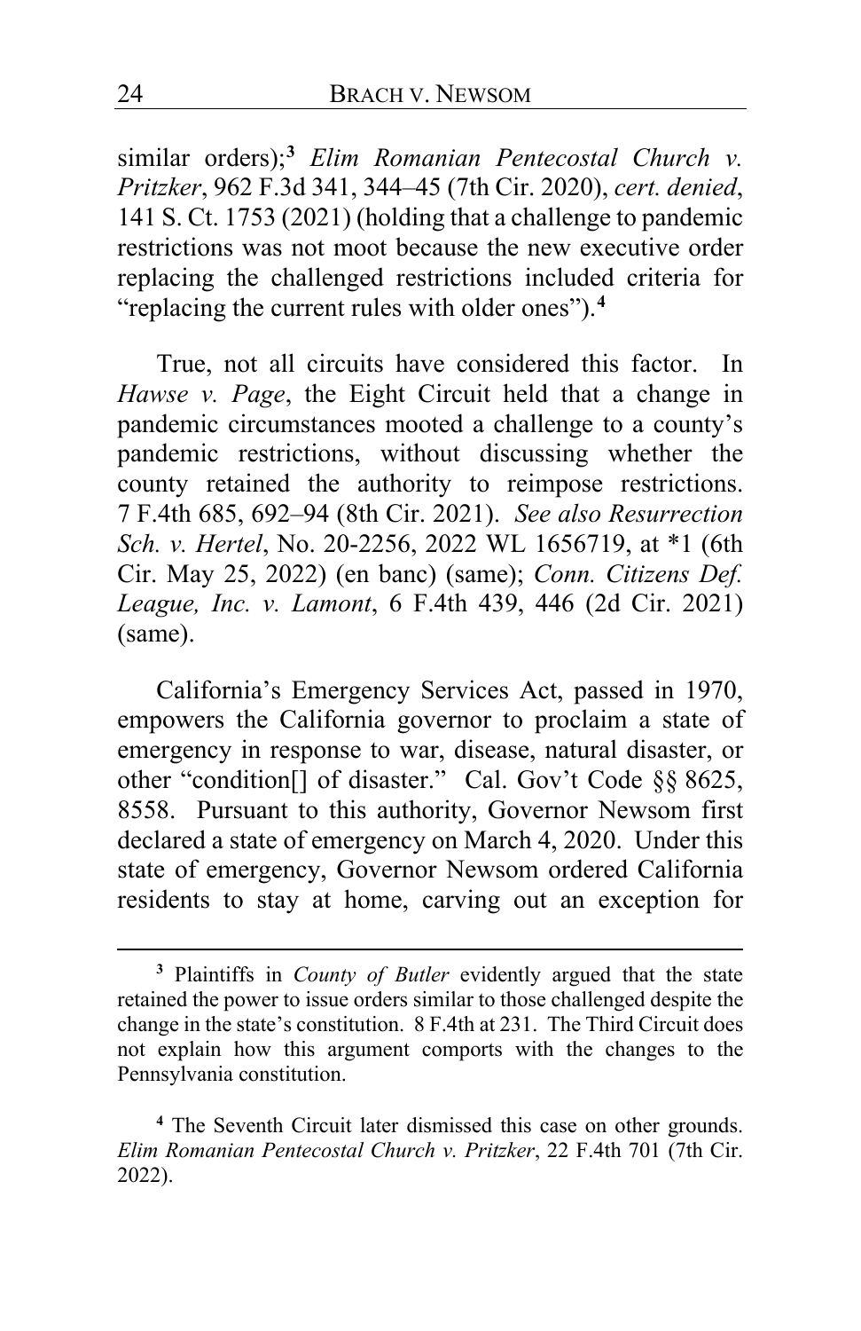similar orders);[3] *Elim Romanian Pentecostal Church v. Pritzker*, 962 F.3d 341, 344–45 (7th Cir. 2020), *cert. denied*, 141 S. Ct. 1753 (2021) (holding that a challenge to pandemic restrictions was not moot because the new executive order replacing the challenged restrictions included criteria for "replacing the current rules with older ones").[4]

True, not all circuits have considered this factor. In *Hawse v. Page*, the Eight Circuit held that a change in pandemic circumstances mooted a challenge to a county's pandemic restrictions, without discussing whether the county retained the authority to reimpose restrictions. 7 F.4th 685, 692–94 (8th Cir. 2021). *See also Resurrection Sch. v. Hertel*, No. 20-2256, 2022 WL 1656719, at *1 (6th Cir. May 25, 2022) (en banc) (same); *Conn. Citizens Def. League, Inc. v. Lamont*, 6 F.4th 439, 446 (2d Cir. 2021) (same).

California's Emergency Services Act, passed in 1970, empowers the California governor to proclaim a state of emergency in response to war, disease, natural disaster, or other "condition[] of disaster." Cal. Gov't Code §§ 8625, 8558. Pursuant to this authority, Governor Newsom first declared a state of emergency on March 4, 2020. Under this state of emergency, Governor Newsom ordered California residents to stay at home, carving out an exception for

---

[3] Plaintiffs in *County of Butler* evidently argued that the state retained the power to issue orders similar to those challenged despite the change in the state's constitution. 8 F.4th at 231. The Third Circuit does not explain how this argument comports with the changes to the Pennsylvania constitution.

[4] The Seventh Circuit later dismissed this case on other grounds. *Elim Romanian Pentecostal Church v. Pritzker*, 22 F.4th 701 (7th Cir. 2022).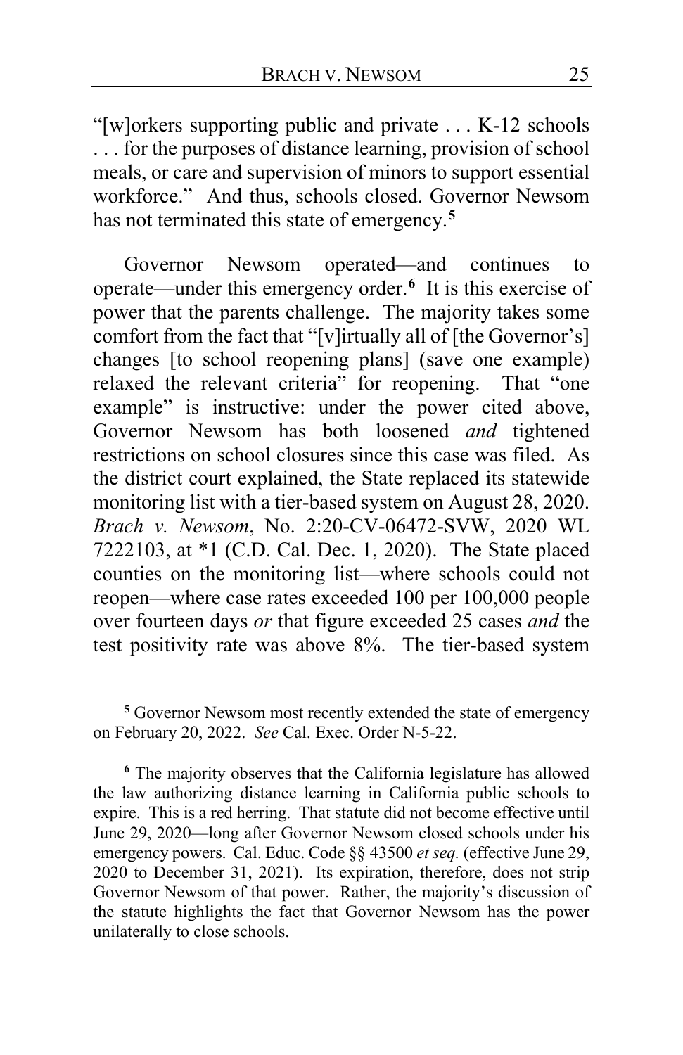"[w]orkers supporting public and private . . . K-12 schools . . . for the purposes of distance learning, provision of school meals, or care and supervision of minors to support essential workforce." And thus, schools closed. Governor Newsom has not terminated this state of emergency.[5]

Governor Newsom operated—and continues to operate—under this emergency order.[6] It is this exercise of power that the parents challenge. The majority takes some comfort from the fact that "[v]irtually all of [the Governor's] changes [to school reopening plans] (save one example) relaxed the relevant criteria" for reopening. That "one example" is instructive: under the power cited above, Governor Newsom has both loosened *and* tightened restrictions on school closures since this case was filed. As the district court explained, the State replaced its statewide monitoring list with a tier-based system on August 28, 2020. *Brach v. Newsom*, No. 2:20-CV-06472-SVW, 2020 WL 7222103, at *1 (C.D. Cal. Dec. 1, 2020). The State placed counties on the monitoring list—where schools could not reopen—where case rates exceeded 100 per 100,000 people over fourteen days *or* that figure exceeded 25 cases *and* the test positivity rate was above 8%. The tier-based system

---

[5] Governor Newsom most recently extended the state of emergency on February 20, 2022. *See* Cal. Exec. Order N-5-22.

[6] The majority observes that the California legislature has allowed the law authorizing distance learning in California public schools to expire. This is a red herring. That statute did not become effective until June 29, 2020—long after Governor Newsom closed schools under his emergency powers. Cal. Educ. Code §§ 43500 *et seq.* (effective June 29, 2020 to December 31, 2021). Its expiration, therefore, does not strip Governor Newsom of that power. Rather, the majority's discussion of the statute highlights the fact that Governor Newsom has the power unilaterally to close schools.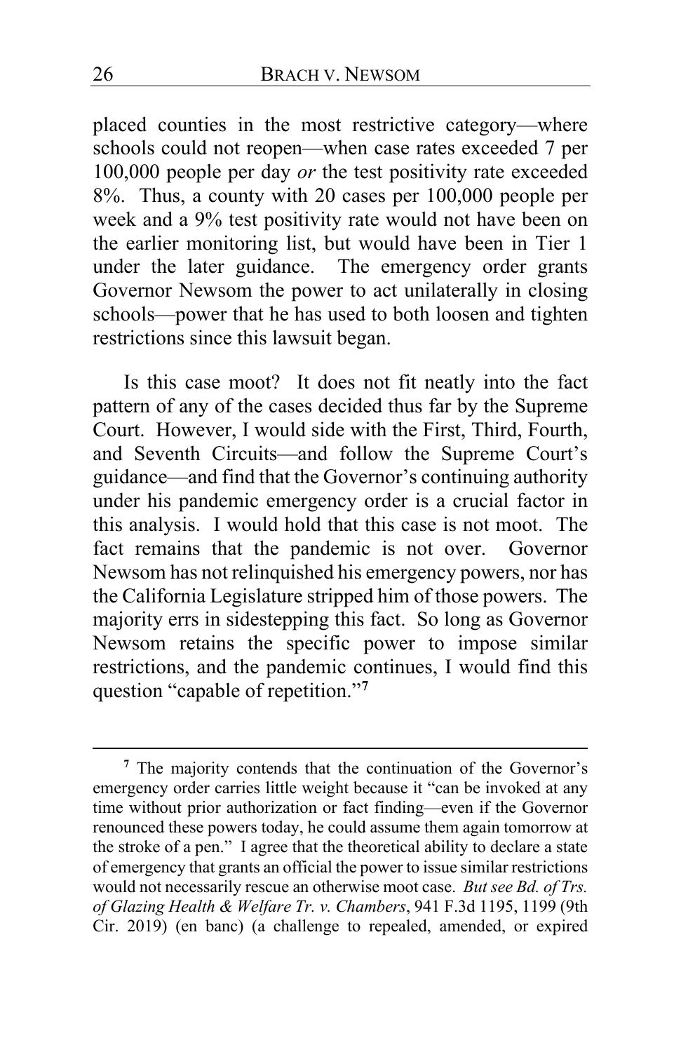placed counties in the most restrictive category—where schools could not reopen—when case rates exceeded 7 per 100,000 people per day *or* the test positivity rate exceeded 8%. Thus, a county with 20 cases per 100,000 people per week and a 9% test positivity rate would not have been on the earlier monitoring list, but would have been in Tier 1 under the later guidance. The emergency order grants Governor Newsom the power to act unilaterally in closing schools—power that he has used to both loosen and tighten restrictions since this lawsuit began.

Is this case moot? It does not fit neatly into the fact pattern of any of the cases decided thus far by the Supreme Court. However, I would side with the First, Third, Fourth, and Seventh Circuits—and follow the Supreme Court's guidance—and find that the Governor's continuing authority under his pandemic emergency order is a crucial factor in this analysis. I would hold that this case is not moot. The fact remains that the pandemic is not over. Governor Newsom has not relinquished his emergency powers, nor has the California Legislature stripped him of those powers. The majority errs in sidestepping this fact. So long as Governor Newsom retains the specific power to impose similar restrictions, and the pandemic continues, I would find this question "capable of repetition."[7]

[7] The majority contends that the continuation of the Governor's emergency order carries little weight because it "can be invoked at any time without prior authorization or fact finding—even if the Governor renounced these powers today, he could assume them again tomorrow at the stroke of a pen." I agree that the theoretical ability to declare a state of emergency that grants an official the power to issue similar restrictions would not necessarily rescue an otherwise moot case. *But see Bd. of Trs. of Glazing Health & Welfare Tr. v. Chambers*, 941 F.3d 1195, 1199 (9th Cir. 2019) (en banc) (a challenge to repealed, amended, or expired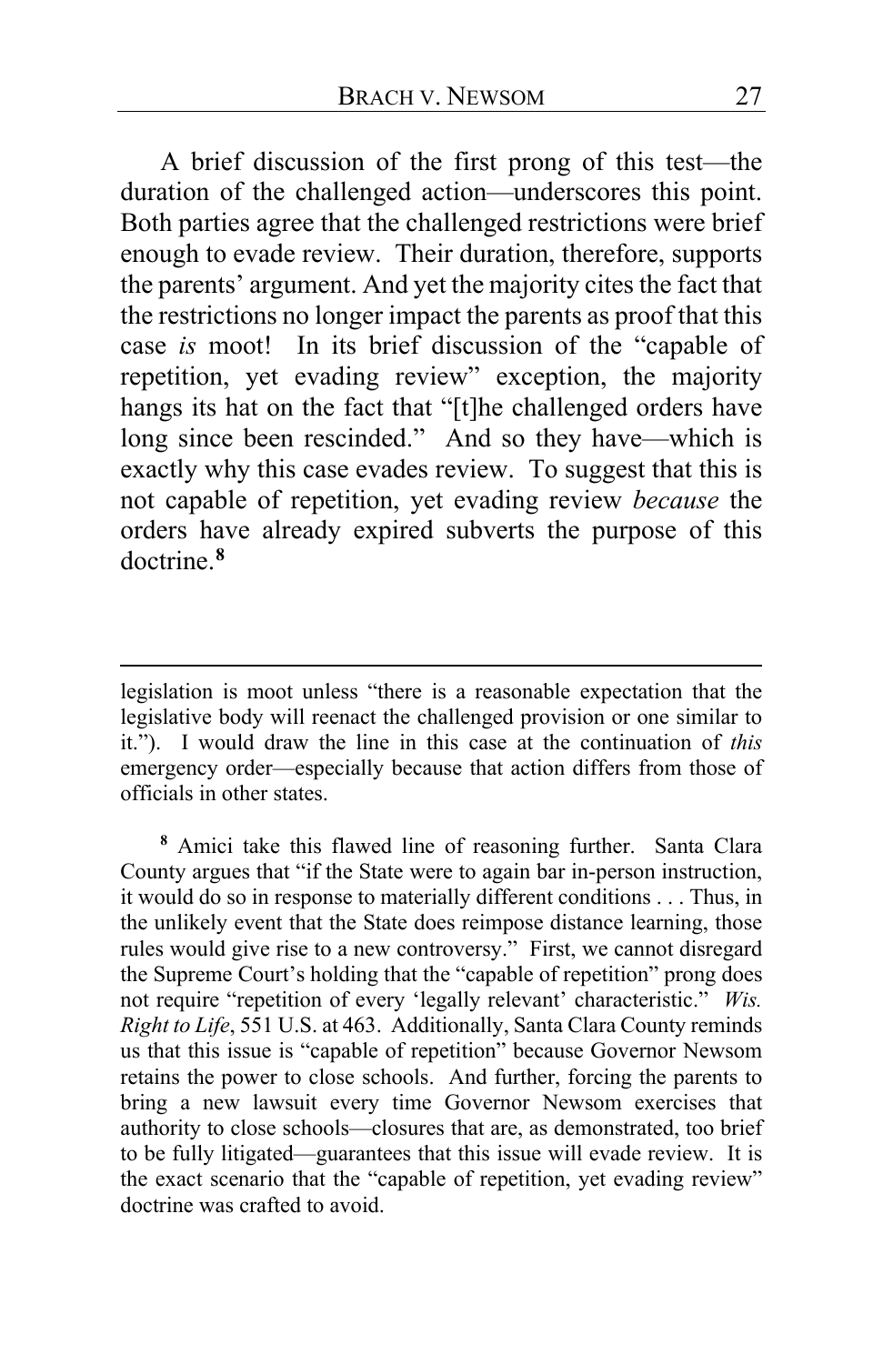A brief discussion of the first prong of this test—the duration of the challenged action—underscores this point. Both parties agree that the challenged restrictions were brief enough to evade review. Their duration, therefore, supports the parents' argument. And yet the majority cites the fact that the restrictions no longer impact the parents as proof that this case *is* moot! In its brief discussion of the "capable of repetition, yet evading review" exception, the majority hangs its hat on the fact that "[t]he challenged orders have long since been rescinded." And so they have—which is exactly why this case evades review. To suggest that this is not capable of repetition, yet evading review *because* the orders have already expired subverts the purpose of this doctrine.[8]

---

legislation is moot unless "there is a reasonable expectation that the legislative body will reenact the challenged provision or one similar to it."). I would draw the line in this case at the continuation of *this* emergency order—especially because that action differs from those of officials in other states.

[8] Amici take this flawed line of reasoning further. Santa Clara County argues that "if the State were to again bar in-person instruction, it would do so in response to materially different conditions . . . Thus, in the unlikely event that the State does reimpose distance learning, those rules would give rise to a new controversy." First, we cannot disregard the Supreme Court's holding that the "capable of repetition" prong does not require "repetition of every 'legally relevant' characteristic." *Wis. Right to Life*, 551 U.S. at 463. Additionally, Santa Clara County reminds us that this issue is "capable of repetition" because Governor Newsom retains the power to close schools. And further, forcing the parents to bring a new lawsuit every time Governor Newsom exercises that authority to close schools—closures that are, as demonstrated, too brief to be fully litigated—guarantees that this issue will evade review. It is the exact scenario that the "capable of repetition, yet evading review" doctrine was crafted to avoid.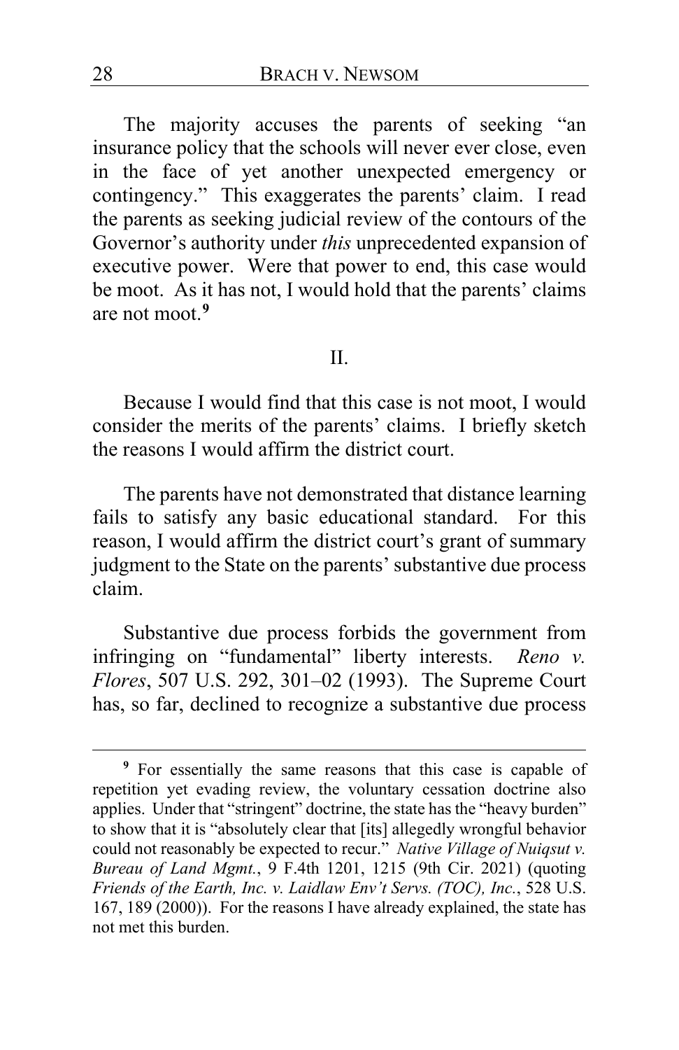The majority accuses the parents of seeking "an insurance policy that the schools will never ever close, even in the face of yet another unexpected emergency or contingency." This exaggerates the parents' claim. I read the parents as seeking judicial review of the contours of the Governor's authority under *this* unprecedented expansion of executive power. Were that power to end, this case would be moot. As it has not, I would hold that the parents' claims are not moot.[9]

## II.

Because I would find that this case is not moot, I would consider the merits of the parents' claims. I briefly sketch the reasons I would affirm the district court.

The parents have not demonstrated that distance learning fails to satisfy any basic educational standard. For this reason, I would affirm the district court's grant of summary judgment to the State on the parents' substantive due process claim.

Substantive due process forbids the government from infringing on "fundamental" liberty interests. *Reno v. Flores*, 507 U.S. 292, 301–02 (1993). The Supreme Court has, so far, declined to recognize a substantive due process

---

[9] For essentially the same reasons that this case is capable of repetition yet evading review, the voluntary cessation doctrine also applies. Under that "stringent" doctrine, the state has the "heavy burden" to show that it is "absolutely clear that [its] allegedly wrongful behavior could not reasonably be expected to recur." *Native Village of Nuiqsut v. Bureau of Land Mgmt.*, 9 F.4th 1201, 1215 (9th Cir. 2021) (quoting *Friends of the Earth, Inc. v. Laidlaw Env't Servs. (TOC), Inc.*, 528 U.S. 167, 189 (2000)). For the reasons I have already explained, the state has not met this burden.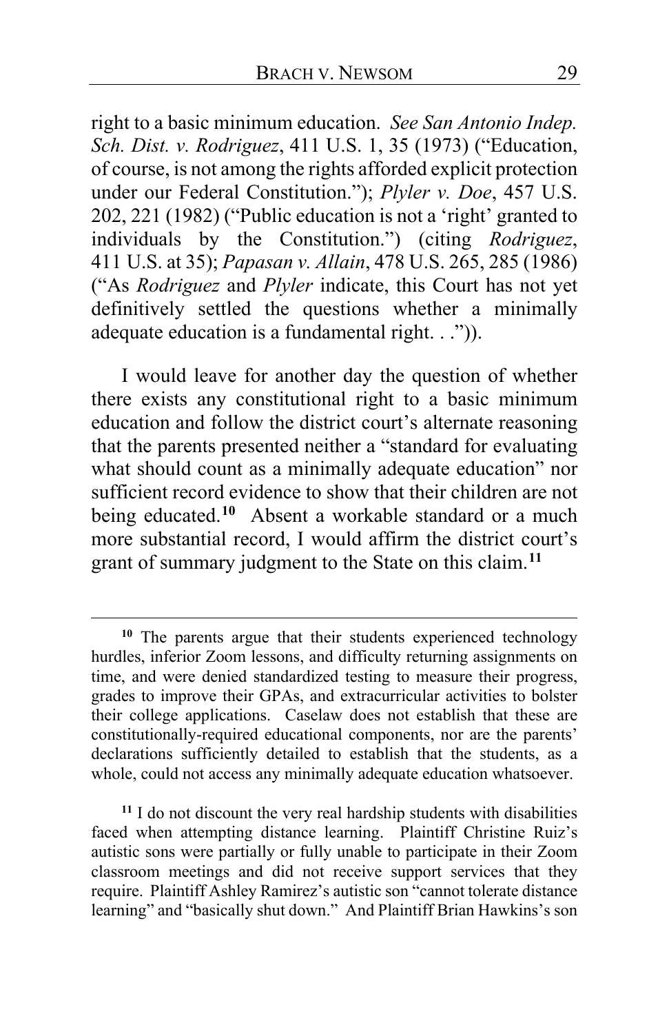right to a basic minimum education. *See San Antonio Indep. Sch. Dist. v. Rodriguez*, 411 U.S. 1, 35 (1973) ("Education, of course, is not among the rights afforded explicit protection under our Federal Constitution."); *Plyler v. Doe*, 457 U.S. 202, 221 (1982) ("Public education is not a 'right' granted to individuals by the Constitution.") (citing *Rodriguez*, 411 U.S. at 35); *Papasan v. Allain*, 478 U.S. 265, 285 (1986) ("As *Rodriguez* and *Plyler* indicate, this Court has not yet definitively settled the questions whether a minimally adequate education is a fundamental right. . .")).

I would leave for another day the question of whether there exists any constitutional right to a basic minimum education and follow the district court's alternate reasoning that the parents presented neither a "standard for evaluating what should count as a minimally adequate education" nor sufficient record evidence to show that their children are not being educated.[10] Absent a workable standard or a much more substantial record, I would affirm the district court's grant of summary judgment to the State on this claim.[11]

---

[10] The parents argue that their students experienced technology hurdles, inferior Zoom lessons, and difficulty returning assignments on time, and were denied standardized testing to measure their progress, grades to improve their GPAs, and extracurricular activities to bolster their college applications. Caselaw does not establish that these are constitutionally-required educational components, nor are the parents' declarations sufficiently detailed to establish that the students, as a whole, could not access any minimally adequate education whatsoever.

[11] I do not discount the very real hardship students with disabilities faced when attempting distance learning. Plaintiff Christine Ruiz's autistic sons were partially or fully unable to participate in their Zoom classroom meetings and did not receive support services that they require. Plaintiff Ashley Ramirez's autistic son "cannot tolerate distance learning" and "basically shut down." And Plaintiff Brian Hawkins's son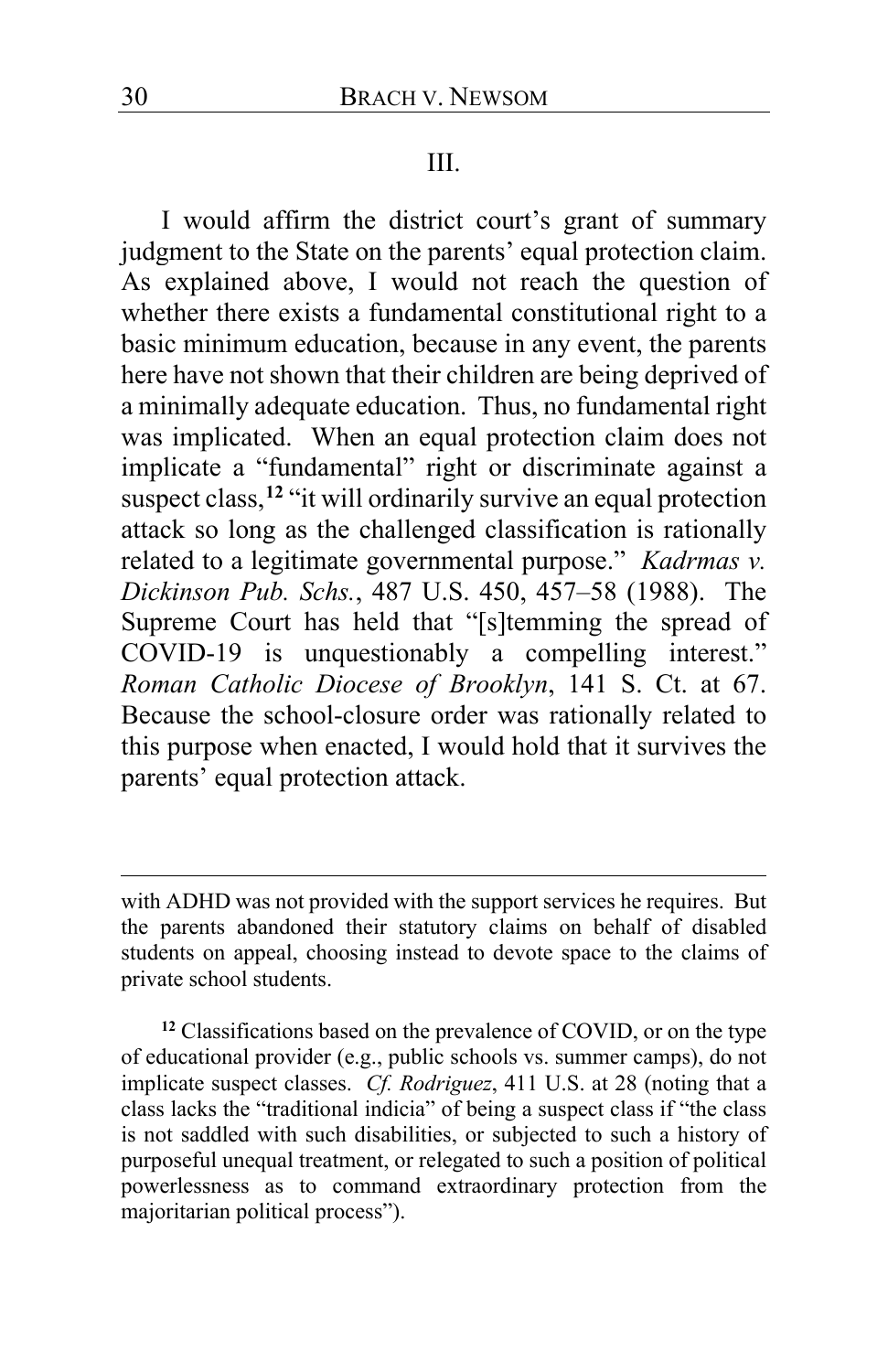## III.

I would affirm the district court's grant of summary judgment to the State on the parents' equal protection claim. As explained above, I would not reach the question of whether there exists a fundamental constitutional right to a basic minimum education, because in any event, the parents here have not shown that their children are being deprived of a minimally adequate education. Thus, no fundamental right was implicated. When an equal protection claim does not implicate a "fundamental" right or discriminate against a suspect class,[12] "it will ordinarily survive an equal protection attack so long as the challenged classification is rationally related to a legitimate governmental purpose." *Kadrmas v. Dickinson Pub. Schs.*, 487 U.S. 450, 457–58 (1988). The Supreme Court has held that "[s]temming the spread of COVID-19 is unquestionably a compelling interest." *Roman Catholic Diocese of Brooklyn*, 141 S. Ct. at 67. Because the school-closure order was rationally related to this purpose when enacted, I would hold that it survives the parents' equal protection attack.

---

with ADHD was not provided with the support services he requires. But the parents abandoned their statutory claims on behalf of disabled students on appeal, choosing instead to devote space to the claims of private school students.

[12] Classifications based on the prevalence of COVID, or on the type of educational provider (e.g., public schools vs. summer camps), do not implicate suspect classes. *Cf. Rodriguez*, 411 U.S. at 28 (noting that a class lacks the "traditional indicia" of being a suspect class if "the class is not saddled with such disabilities, or subjected to such a history of purposeful unequal treatment, or relegated to such a position of political powerlessness as to command extraordinary protection from the majoritarian political process").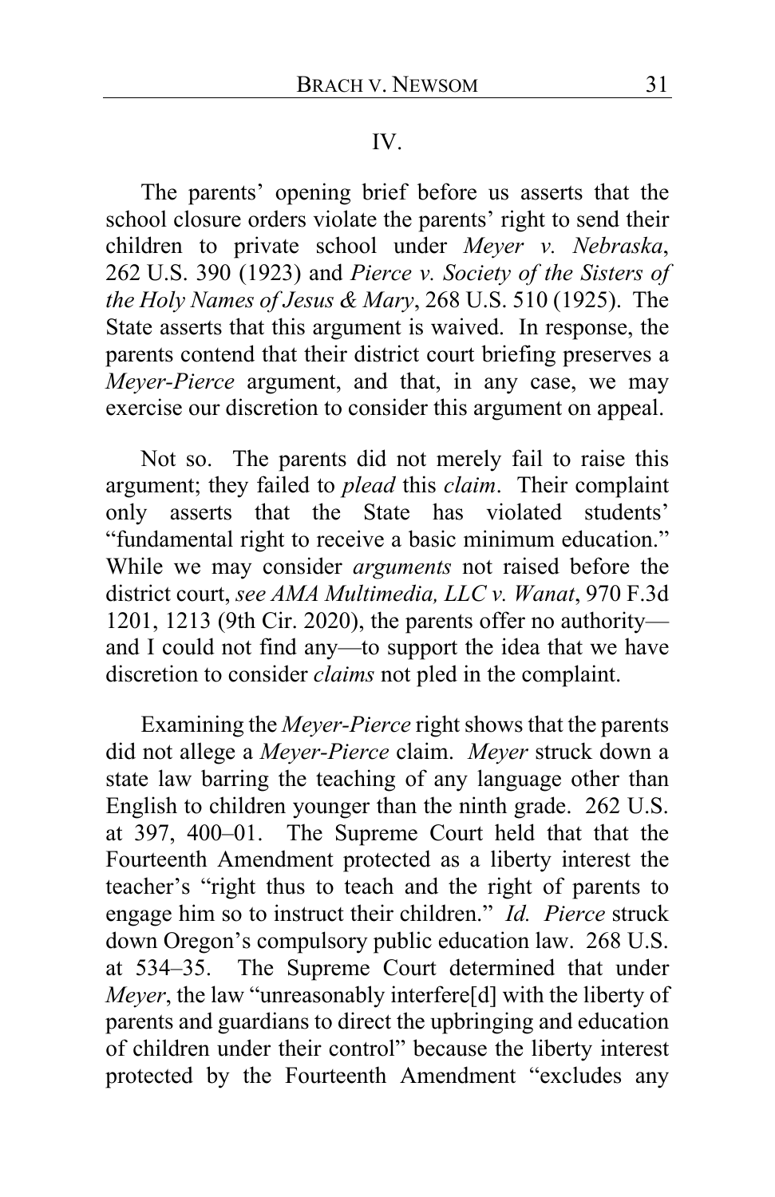IV.

The parents' opening brief before us asserts that the school closure orders violate the parents' right to send their children to private school under *Meyer v. Nebraska*, 262 U.S. 390 (1923) and *Pierce v. Society of the Sisters of the Holy Names of Jesus & Mary*, 268 U.S. 510 (1925). The State asserts that this argument is waived. In response, the parents contend that their district court briefing preserves a *Meyer-Pierce* argument, and that, in any case, we may exercise our discretion to consider this argument on appeal.

Not so. The parents did not merely fail to raise this argument; they failed to *plead* this *claim*. Their complaint only asserts that the State has violated students' "fundamental right to receive a basic minimum education." While we may consider *arguments* not raised before the district court, *see AMA Multimedia, LLC v. Wanat*, 970 F.3d 1201, 1213 (9th Cir. 2020), the parents offer no authority—and I could not find any—to support the idea that we have discretion to consider *claims* not pled in the complaint.

Examining the *Meyer-Pierce* right shows that the parents did not allege a *Meyer-Pierce* claim. *Meyer* struck down a state law barring the teaching of any language other than English to children younger than the ninth grade. 262 U.S. at 397, 400–01. The Supreme Court held that that the Fourteenth Amendment protected as a liberty interest the teacher's "right thus to teach and the right of parents to engage him so to instruct their children." *Id. Pierce* struck down Oregon's compulsory public education law. 268 U.S. at 534–35. The Supreme Court determined that under *Meyer*, the law "unreasonably interfere[d] with the liberty of parents and guardians to direct the upbringing and education of children under their control" because the liberty interest protected by the Fourteenth Amendment "excludes any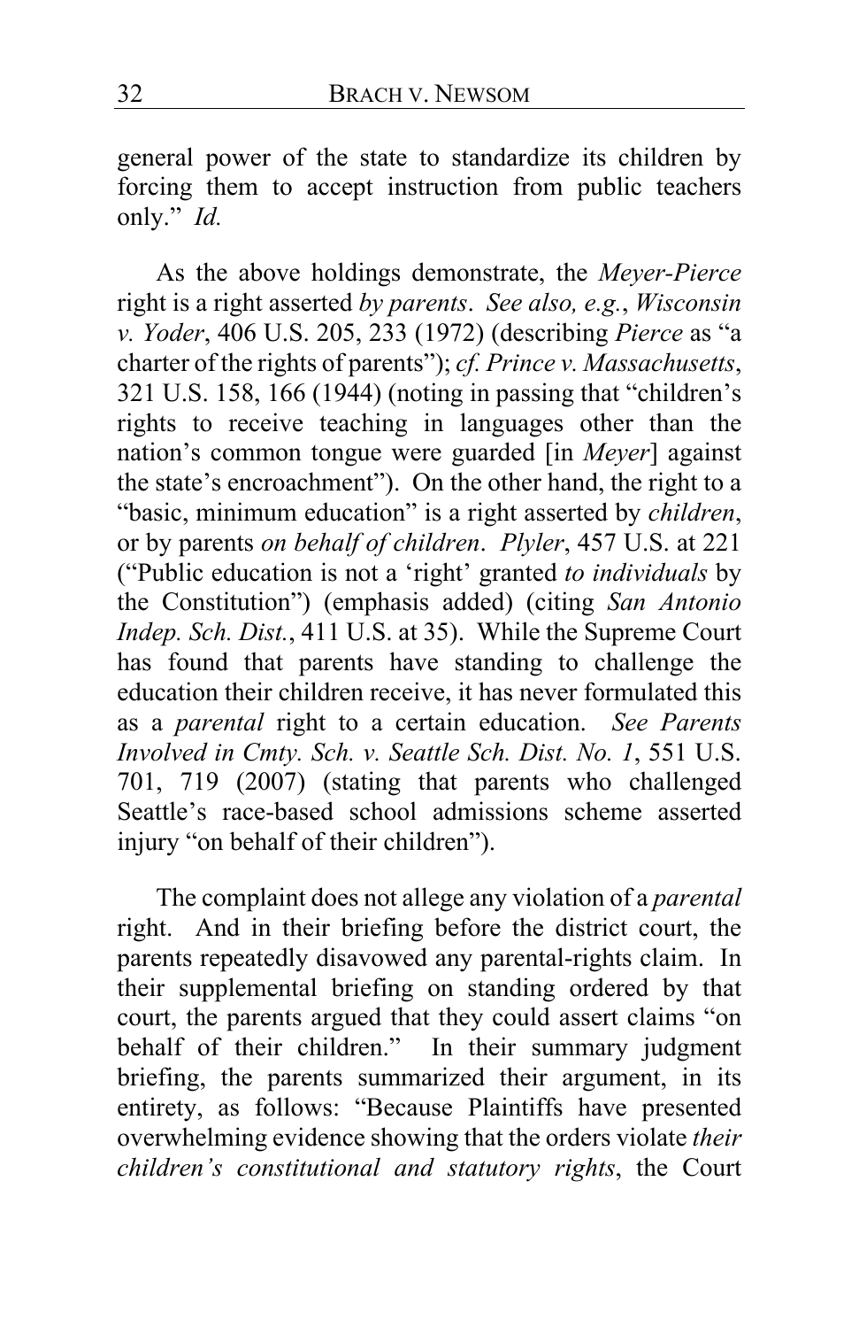general power of the state to standardize its children by forcing them to accept instruction from public teachers only." *Id.*

As the above holdings demonstrate, the *Meyer-Pierce* right is a right asserted *by parents*. *See also, e.g.*, *Wisconsin v. Yoder*, 406 U.S. 205, 233 (1972) (describing *Pierce* as "a charter of the rights of parents"); *cf. Prince v. Massachusetts*, 321 U.S. 158, 166 (1944) (noting in passing that "children's rights to receive teaching in languages other than the nation's common tongue were guarded [in *Meyer*] against the state's encroachment"). On the other hand, the right to a "basic, minimum education" is a right asserted by *children*, or by parents *on behalf of children*. *Plyler*, 457 U.S. at 221 ("Public education is not a 'right' granted *to individuals* by the Constitution") (emphasis added) (citing *San Antonio Indep. Sch. Dist.*, 411 U.S. at 35). While the Supreme Court has found that parents have standing to challenge the education their children receive, it has never formulated this as a *parental* right to a certain education. *See Parents Involved in Cmty. Sch. v. Seattle Sch. Dist. No. 1*, 551 U.S. 701, 719 (2007) (stating that parents who challenged Seattle's race-based school admissions scheme asserted injury "on behalf of their children").

The complaint does not allege any violation of a *parental* right. And in their briefing before the district court, the parents repeatedly disavowed any parental-rights claim. In their supplemental briefing on standing ordered by that court, the parents argued that they could assert claims "on behalf of their children." In their summary judgment briefing, the parents summarized their argument, in its entirety, as follows: "Because Plaintiffs have presented overwhelming evidence showing that the orders violate *their children's constitutional and statutory rights*, the Court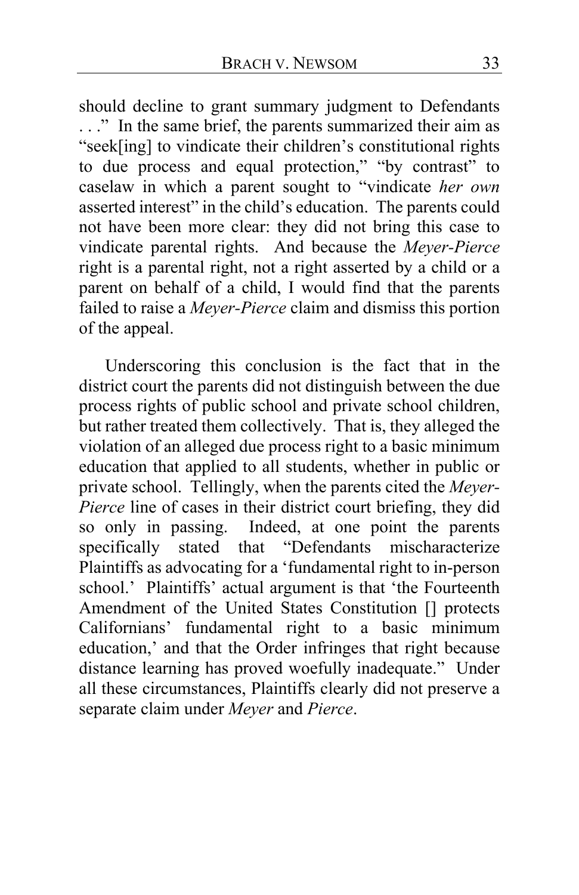should decline to grant summary judgment to Defendants . . ." In the same brief, the parents summarized their aim as "seek[ing] to vindicate their children's constitutional rights to due process and equal protection," "by contrast" to caselaw in which a parent sought to "vindicate *her own* asserted interest" in the child's education. The parents could not have been more clear: they did not bring this case to vindicate parental rights. And because the *Meyer-Pierce* right is a parental right, not a right asserted by a child or a parent on behalf of a child, I would find that the parents failed to raise a *Meyer-Pierce* claim and dismiss this portion of the appeal.

Underscoring this conclusion is the fact that in the district court the parents did not distinguish between the due process rights of public school and private school children, but rather treated them collectively. That is, they alleged the violation of an alleged due process right to a basic minimum education that applied to all students, whether in public or private school. Tellingly, when the parents cited the *Meyer-Pierce* line of cases in their district court briefing, they did so only in passing. Indeed, at one point the parents specifically stated that "Defendants mischaracterize Plaintiffs as advocating for a 'fundamental right to in-person school.' Plaintiffs' actual argument is that 'the Fourteenth Amendment of the United States Constitution [] protects Californians' fundamental right to a basic minimum education,' and that the Order infringes that right because distance learning has proved woefully inadequate." Under all these circumstances, Plaintiffs clearly did not preserve a separate claim under *Meyer* and *Pierce*.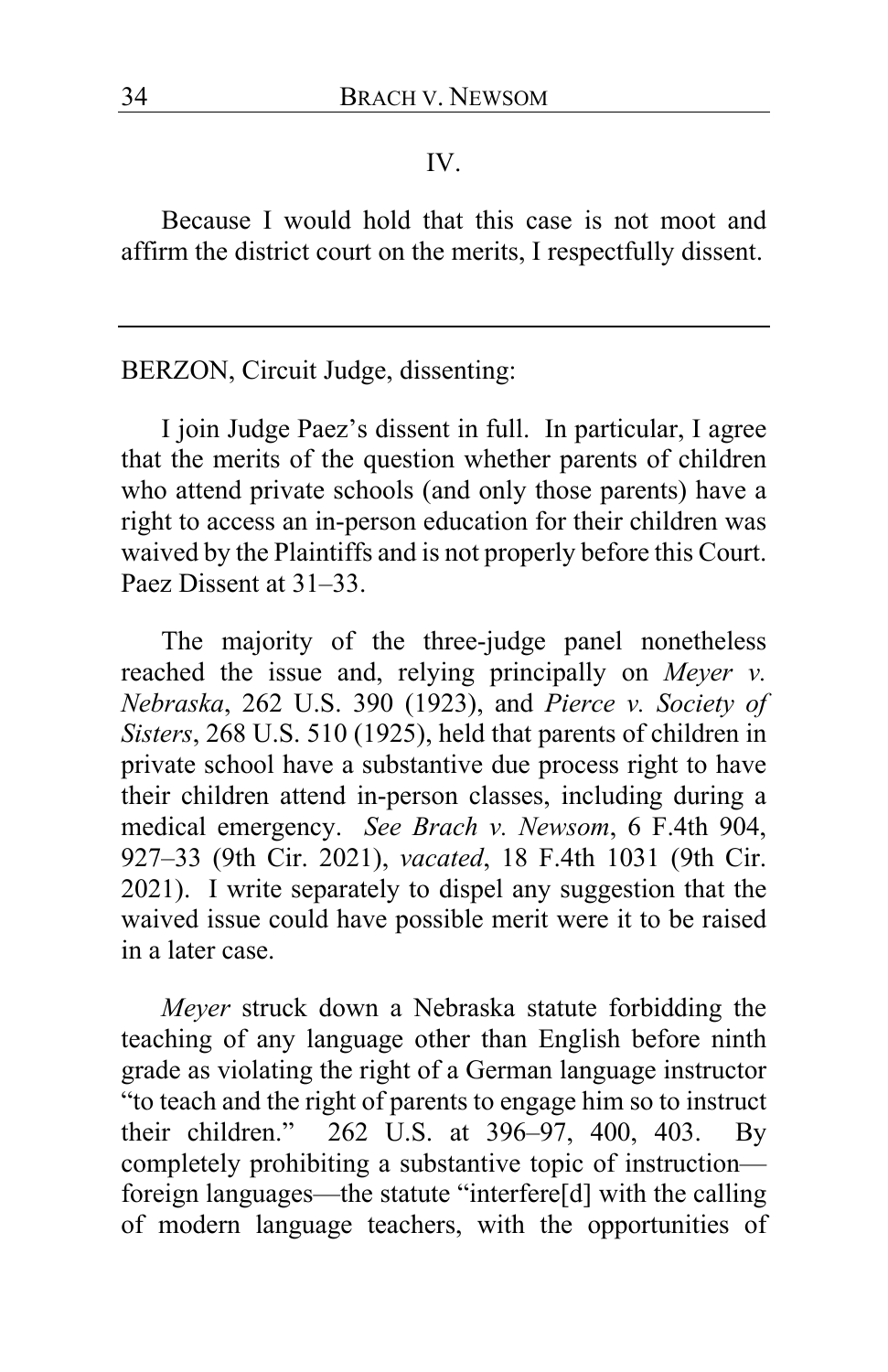IV.

Because I would hold that this case is not moot and affirm the district court on the merits, I respectfully dissent.

---

BERZON, Circuit Judge, dissenting:

I join Judge Paez's dissent in full. In particular, I agree that the merits of the question whether parents of children who attend private schools (and only those parents) have a right to access an in-person education for their children was waived by the Plaintiffs and is not properly before this Court. Paez Dissent at 31–33.

The majority of the three-judge panel nonetheless reached the issue and, relying principally on *Meyer v. Nebraska*, 262 U.S. 390 (1923), and *Pierce v. Society of Sisters*, 268 U.S. 510 (1925), held that parents of children in private school have a substantive due process right to have their children attend in-person classes, including during a medical emergency. *See Brach v. Newsom*, 6 F.4th 904, 927–33 (9th Cir. 2021), *vacated*, 18 F.4th 1031 (9th Cir. 2021). I write separately to dispel any suggestion that the waived issue could have possible merit were it to be raised in a later case.

*Meyer* struck down a Nebraska statute forbidding the teaching of any language other than English before ninth grade as violating the right of a German language instructor "to teach and the right of parents to engage him so to instruct their children." 262 U.S. at 396–97, 400, 403. By completely prohibiting a substantive topic of instruction—foreign languages—the statute "interfere[d] with the calling of modern language teachers, with the opportunities of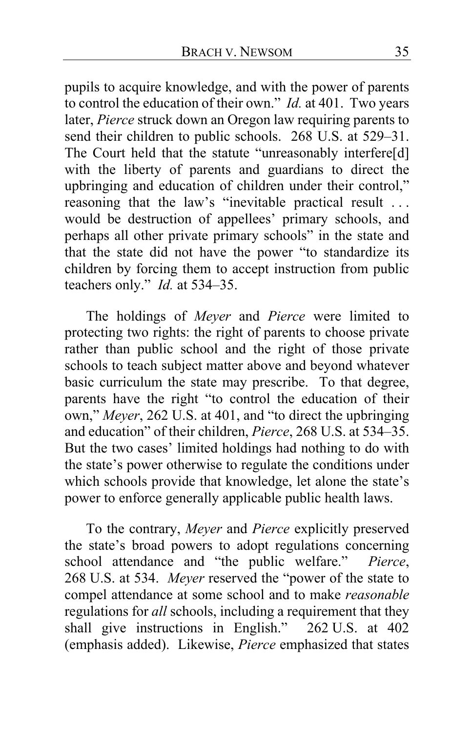pupils to acquire knowledge, and with the power of parents to control the education of their own." *Id.* at 401. Two years later, *Pierce* struck down an Oregon law requiring parents to send their children to public schools. 268 U.S. at 529–31. The Court held that the statute "unreasonably interfere[d] with the liberty of parents and guardians to direct the upbringing and education of children under their control," reasoning that the law's "inevitable practical result . . . would be destruction of appellees' primary schools, and perhaps all other private primary schools" in the state and that the state did not have the power "to standardize its children by forcing them to accept instruction from public teachers only." *Id.* at 534–35.

The holdings of *Meyer* and *Pierce* were limited to protecting two rights: the right of parents to choose private rather than public school and the right of those private schools to teach subject matter above and beyond whatever basic curriculum the state may prescribe. To that degree, parents have the right "to control the education of their own," *Meyer*, 262 U.S. at 401, and "to direct the upbringing and education" of their children, *Pierce*, 268 U.S. at 534–35. But the two cases' limited holdings had nothing to do with the state's power otherwise to regulate the conditions under which schools provide that knowledge, let alone the state's power to enforce generally applicable public health laws.

To the contrary, *Meyer* and *Pierce* explicitly preserved the state's broad powers to adopt regulations concerning school attendance and "the public welfare." *Pierce*, 268 U.S. at 534. *Meyer* reserved the "power of the state to compel attendance at some school and to make *reasonable* regulations for *all* schools, including a requirement that they shall give instructions in English." 262 U.S. at 402 (emphasis added). Likewise, *Pierce* emphasized that states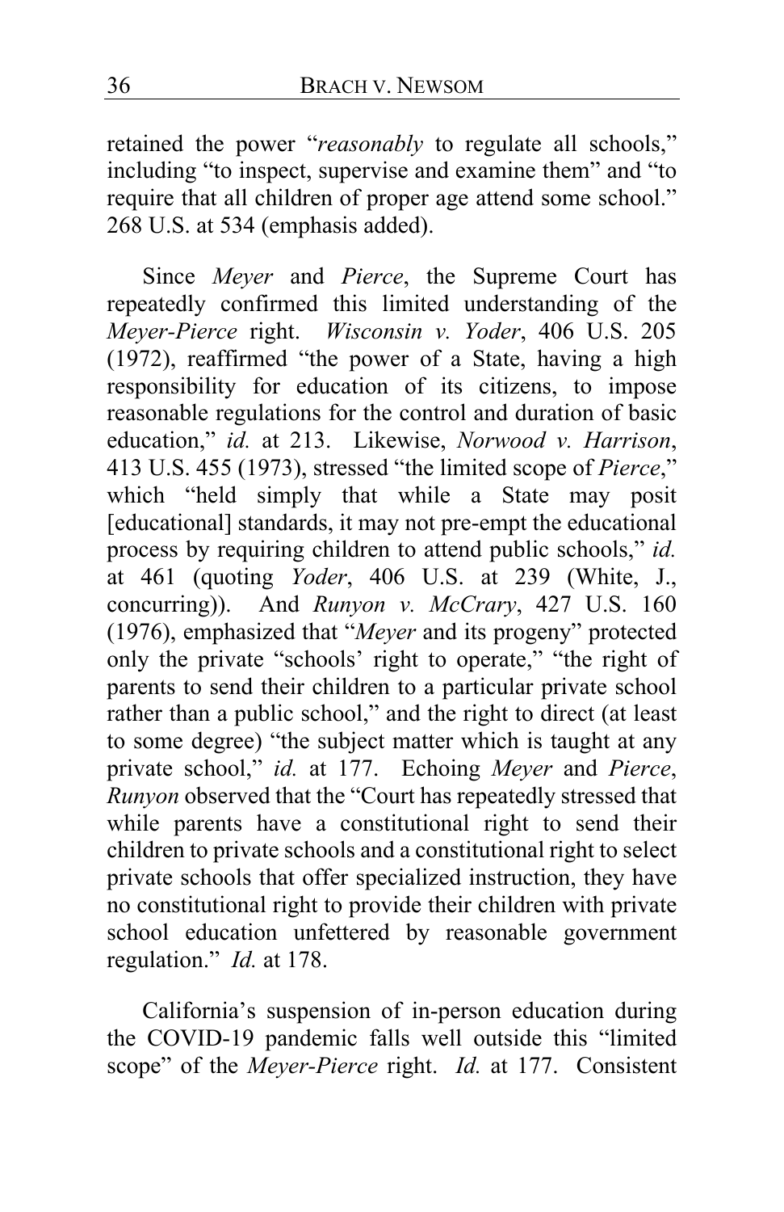retained the power "*reasonably* to regulate all schools," including "to inspect, supervise and examine them" and "to require that all children of proper age attend some school." 268 U.S. at 534 (emphasis added).

Since *Meyer* and *Pierce*, the Supreme Court has repeatedly confirmed this limited understanding of the *Meyer-Pierce* right. *Wisconsin v. Yoder*, 406 U.S. 205 (1972), reaffirmed "the power of a State, having a high responsibility for education of its citizens, to impose reasonable regulations for the control and duration of basic education," *id.* at 213. Likewise, *Norwood v. Harrison*, 413 U.S. 455 (1973), stressed "the limited scope of *Pierce*," which "held simply that while a State may posit [educational] standards, it may not pre-empt the educational process by requiring children to attend public schools," *id.* at 461 (quoting *Yoder*, 406 U.S. at 239 (White, J., concurring)). And *Runyon v. McCrary*, 427 U.S. 160 (1976), emphasized that "*Meyer* and its progeny" protected only the private "schools' right to operate," "the right of parents to send their children to a particular private school rather than a public school," and the right to direct (at least to some degree) "the subject matter which is taught at any private school," *id.* at 177. Echoing *Meyer* and *Pierce*, *Runyon* observed that the "Court has repeatedly stressed that while parents have a constitutional right to send their children to private schools and a constitutional right to select private schools that offer specialized instruction, they have no constitutional right to provide their children with private school education unfettered by reasonable government regulation." *Id.* at 178.

California's suspension of in-person education during the COVID-19 pandemic falls well outside this "limited scope" of the *Meyer-Pierce* right. *Id.* at 177. Consistent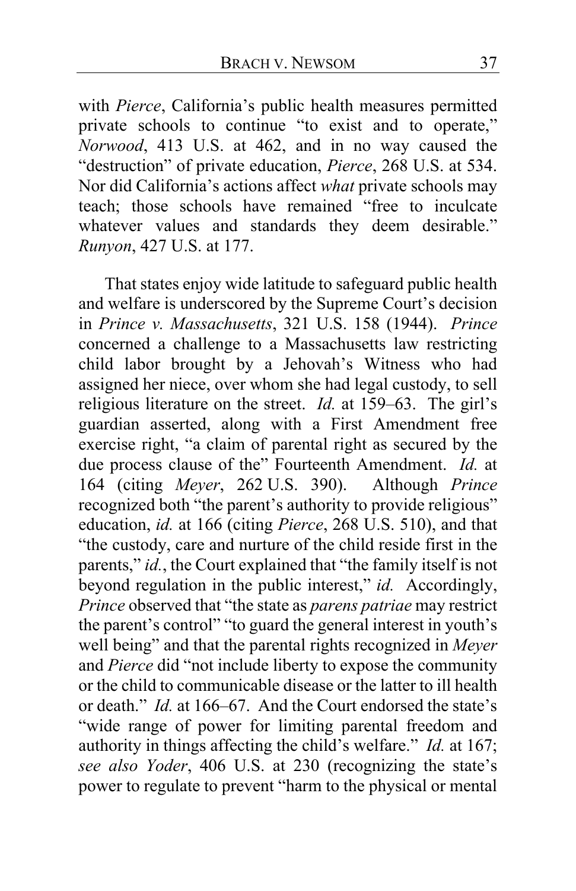with *Pierce*, California's public health measures permitted private schools to continue "to exist and to operate," *Norwood*, 413 U.S. at 462, and in no way caused the "destruction" of private education, *Pierce*, 268 U.S. at 534. Nor did California's actions affect *what* private schools may teach; those schools have remained "free to inculcate whatever values and standards they deem desirable." *Runyon*, 427 U.S. at 177.

That states enjoy wide latitude to safeguard public health and welfare is underscored by the Supreme Court's decision in *Prince v. Massachusetts*, 321 U.S. 158 (1944). *Prince* concerned a challenge to a Massachusetts law restricting child labor brought by a Jehovah's Witness who had assigned her niece, over whom she had legal custody, to sell religious literature on the street. *Id.* at 159–63. The girl's guardian asserted, along with a First Amendment free exercise right, "a claim of parental right as secured by the due process clause of the" Fourteenth Amendment. *Id.* at 164 (citing *Meyer*, 262 U.S. 390). Although *Prince* recognized both "the parent's authority to provide religious" education, *id.* at 166 (citing *Pierce*, 268 U.S. 510), and that "the custody, care and nurture of the child reside first in the parents," *id.*, the Court explained that "the family itself is not beyond regulation in the public interest," *id.* Accordingly, *Prince* observed that "the state as *parens patriae* may restrict the parent's control" "to guard the general interest in youth's well being" and that the parental rights recognized in *Meyer* and *Pierce* did "not include liberty to expose the community or the child to communicable disease or the latter to ill health or death." *Id.* at 166–67. And the Court endorsed the state's "wide range of power for limiting parental freedom and authority in things affecting the child's welfare." *Id.* at 167; *see also Yoder*, 406 U.S. at 230 (recognizing the state's power to regulate to prevent "harm to the physical or mental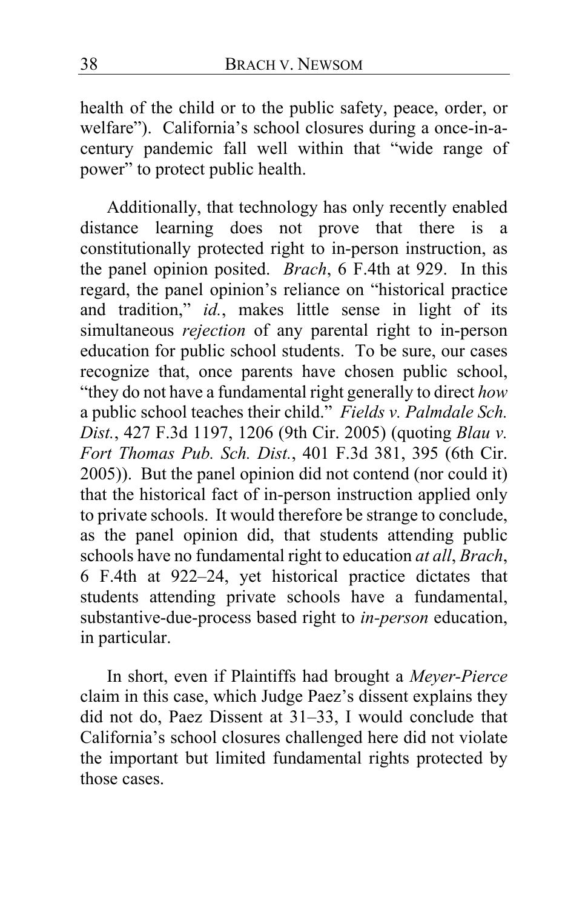health of the child or to the public safety, peace, order, or welfare"). California's school closures during a once-in-a-century pandemic fall well within that "wide range of power" to protect public health.

Additionally, that technology has only recently enabled distance learning does not prove that there is a constitutionally protected right to in-person instruction, as the panel opinion posited. *Brach*, 6 F.4th at 929. In this regard, the panel opinion's reliance on "historical practice and tradition," *id.*, makes little sense in light of its simultaneous *rejection* of any parental right to in-person education for public school students. To be sure, our cases recognize that, once parents have chosen public school, "they do not have a fundamental right generally to direct *how* a public school teaches their child." *Fields v. Palmdale Sch. Dist.*, 427 F.3d 1197, 1206 (9th Cir. 2005) (quoting *Blau v. Fort Thomas Pub. Sch. Dist.*, 401 F.3d 381, 395 (6th Cir. 2005)). But the panel opinion did not contend (nor could it) that the historical fact of in-person instruction applied only to private schools. It would therefore be strange to conclude, as the panel opinion did, that students attending public schools have no fundamental right to education *at all*, *Brach*, 6 F.4th at 922–24, yet historical practice dictates that students attending private schools have a fundamental, substantive-due-process based right to *in-person* education, in particular.

In short, even if Plaintiffs had brought a *Meyer-Pierce* claim in this case, which Judge Paez's dissent explains they did not do, Paez Dissent at 31–33, I would conclude that California's school closures challenged here did not violate the important but limited fundamental rights protected by those cases.